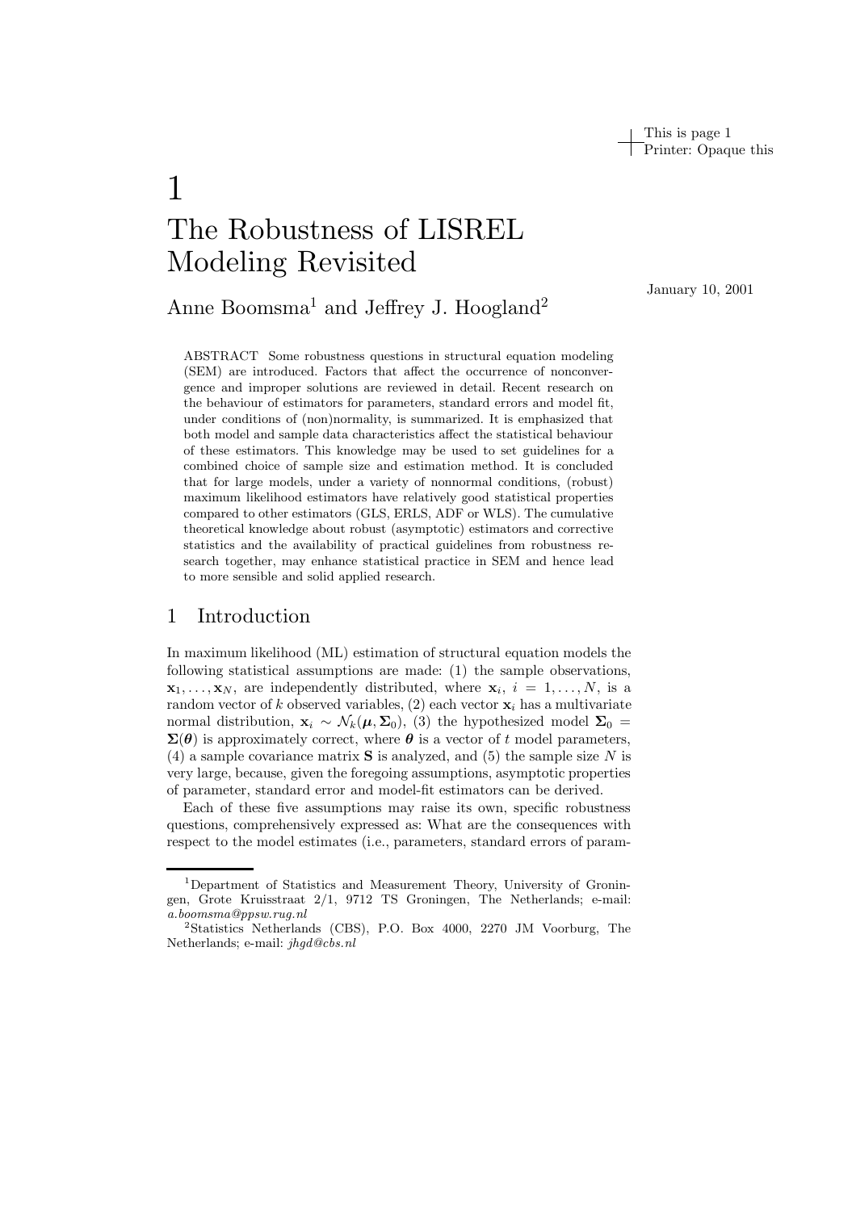# 1

# The Robustness of LISREL Modeling Revisited

January 10, 2001

Anne Boomsma[1] and Jeffrey J. Hoogland[2]

ABSTRACT Some robustness questions in structural equation modeling (SEM) are introduced. Factors that affect the occurrence of nonconvergence and improper solutions are reviewed in detail. Recent research on the behaviour of estimators for parameters, standard errors and model fit, under conditions of (non)normality, is summarized. It is emphasized that both model and sample data characteristics affect the statistical behaviour of these estimators. This knowledge may be used to set guidelines for a combined choice of sample size and estimation method. It is concluded that for large models, under a variety of nonnormal conditions, (robust) maximum likelihood estimators have relatively good statistical properties compared to other estimators (GLS, ERLS, ADF or WLS). The cumulative theoretical knowledge about robust (asymptotic) estimators and corrective statistics and the availability of practical guidelines from robustness research together, may enhance statistical practice in SEM and hence lead to more sensible and solid applied research.

## 1 Introduction

In maximum likelihood (ML) estimation of structural equation models the following statistical assumptions are made: (1) the sample observations, $\mathbf{x}_1, \ldots, \mathbf{x}_N$, are independently distributed, where $\mathbf{x}_i$, $i = 1, \ldots, N$, is a random vector of $k$ observed variables, (2) each vector $\mathbf{x}_i$ has a multivariate normal distribution, $\mathbf{x}_i \sim \mathcal{N}_k(\boldsymbol{\mu}, \boldsymbol{\Sigma}_0)$, (3) the hypothesized model $\boldsymbol{\Sigma}_0 = \boldsymbol{\Sigma}(\boldsymbol{\theta})$ is approximately correct, where $\boldsymbol{\theta}$ is a vector of $t$ model parameters, (4) a sample covariance matrix $\mathbf{S}$ is analyzed, and (5) the sample size $N$ is very large, because, given the foregoing assumptions, asymptotic properties of parameter, standard error and model-fit estimators can be derived.

Each of these five assumptions may raise its own, specific robustness questions, comprehensively expressed as: What are the consequences with respect to the model estimates (i.e., parameters, standard errors of param-

---

[1] Department of Statistics and Measurement Theory, University of Groningen, Grote Kruisstraat 2/1, 9712 TS Groningen, The Netherlands; e-mail: *a.boomsma@ppsw.rug.nl*

[2] Statistics Netherlands (CBS), P.O. Box 4000, 2270 JM Voorburg, The Netherlands; e-mail: *jhgd@cbs.nl*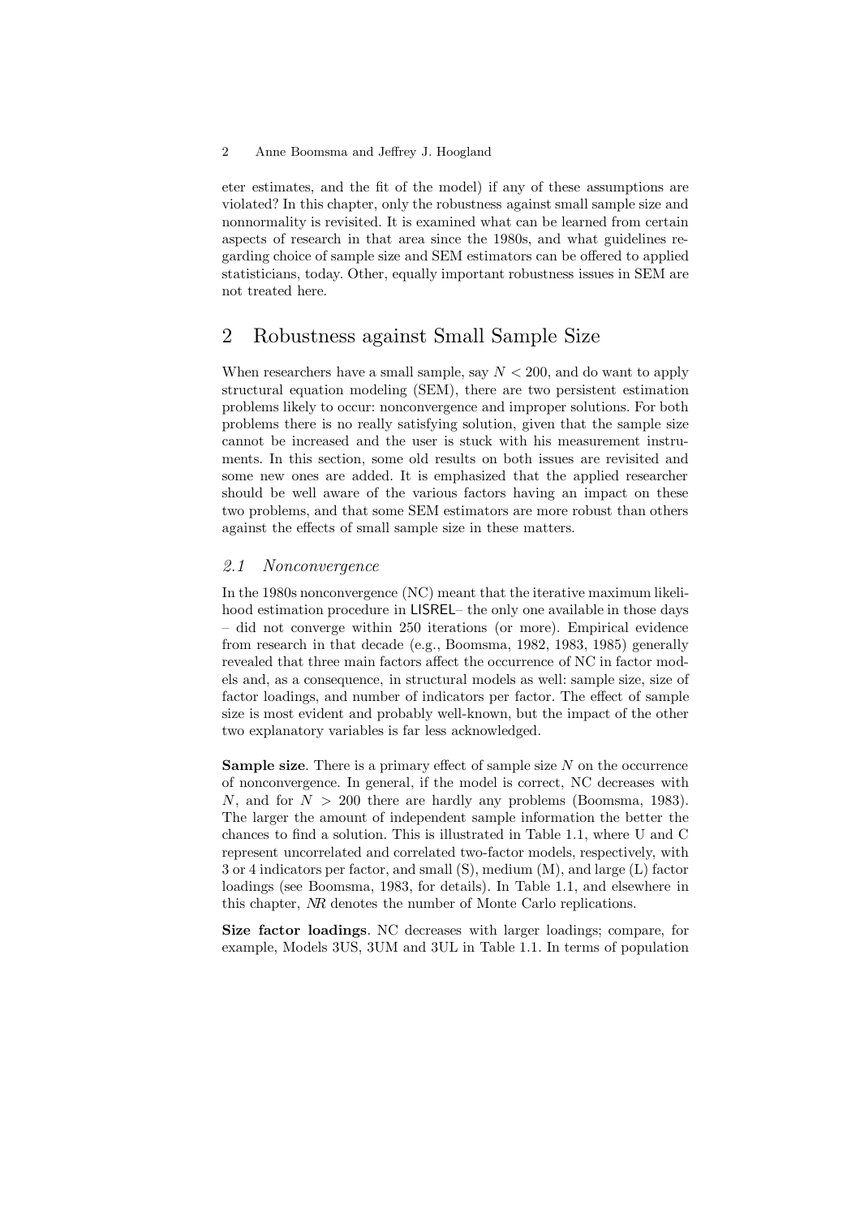eter estimates, and the fit of the model) if any of these assumptions are violated? In this chapter, only the robustness against small sample size and nonnormality is revisited. It is examined what can be learned from certain aspects of research in that area since the 1980s, and what guidelines regarding choice of sample size and SEM estimators can be offered to applied statisticians, today. Other, equally important robustness issues in SEM are not treated here.

## 2 Robustness against Small Sample Size

When researchers have a small sample, say $N < 200$, and do want to apply structural equation modeling (SEM), there are two persistent estimation problems likely to occur: nonconvergence and improper solutions. For both problems there is no really satisfying solution, given that the sample size cannot be increased and the user is stuck with his measurement instruments. In this section, some old results on both issues are revisited and some new ones are added. It is emphasized that the applied researcher should be well aware of the various factors having an impact on these two problems, and that some SEM estimators are more robust than others against the effects of small sample size in these matters.

### *2.1 Nonconvergence*

In the 1980s nonconvergence (NC) meant that the iterative maximum likelihood estimation procedure in LISREL– the only one available in those days – did not converge within 250 iterations (or more). Empirical evidence from research in that decade (e.g., Boomsma, 1982, 1983, 1985) generally revealed that three main factors affect the occurrence of NC in factor models and, as a consequence, in structural models as well: sample size, size of factor loadings, and number of indicators per factor. The effect of sample size is most evident and probably well-known, but the impact of the other two explanatory variables is far less acknowledged.

**Sample size**. There is a primary effect of sample size $N$ on the occurrence of nonconvergence. In general, if the model is correct, NC decreases with $N$, and for $N > 200$ there are hardly any problems (Boomsma, 1983). The larger the amount of independent sample information the better the chances to find a solution. This is illustrated in Table 1.1, where U and C represent uncorrelated and correlated two-factor models, respectively, with 3 or 4 indicators per factor, and small (S), medium (M), and large (L) factor loadings (see Boomsma, 1983, for details). In Table 1.1, and elsewhere in this chapter, *NR* denotes the number of Monte Carlo replications.

**Size factor loadings**. NC decreases with larger loadings; compare, for example, Models 3US, 3UM and 3UL in Table 1.1. In terms of population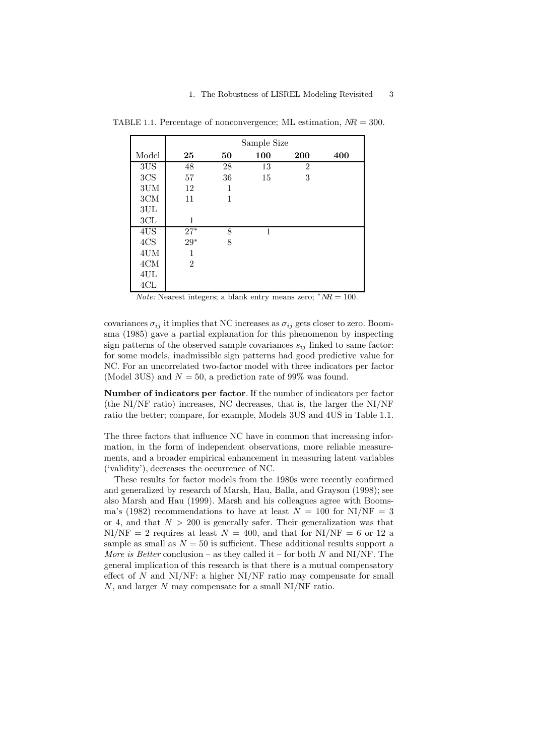TABLE 1.1. Percentage of nonconvergence; ML estimation, $NR = 300$.

| | Sample Size | | | | |
|---|---|---|---|---|---|
| Model | **25** | **50** | **100** | **200** | **400** |
| 3US | 48 | 28 | 13 | 2 | |
| 3CS | 57 | 36 | 15 | 3 | |
| 3UM | 12 | 1 | | | |
| 3CM | 11 | 1 | | | |
| 3UL | | | | | |
| 3CL | 1 | | | | |
| 4US | 27* | 8 | 1 | | |
| 4CS | 29* | 8 | | | |
| 4UM | 1 | | | | |
| 4CM | 2 | | | | |
| 4UL | | | | | |
| 4CL | | | | | |

*Note:* Nearest integers; a blank entry means zero; $^*NR = 100$.

covariances $\sigma_{ij}$ it implies that NC increases as $\sigma_{ij}$ gets closer to zero. Boomsma (1985) gave a partial explanation for this phenomenon by inspecting sign patterns of the observed sample covariances $s_{ij}$ linked to same factor: for some models, inadmissible sign patterns had good predictive value for NC. For an uncorrelated two-factor model with three indicators per factor (Model 3US) and $N = 50$, a prediction rate of 99% was found.

**Number of indicators per factor**. If the number of indicators per factor (the NI/NF ratio) increases, NC decreases, that is, the larger the NI/NF ratio the better; compare, for example, Models 3US and 4US in Table 1.1.

The three factors that influence NC have in common that increasing information, in the form of independent observations, more reliable measurements, and a broader empirical enhancement in measuring latent variables ('validity'), decreases the occurrence of NC.

These results for factor models from the 1980s were recently confirmed and generalized by research of Marsh, Hau, Balla, and Grayson (1998); see also Marsh and Hau (1999). Marsh and his colleagues agree with Boomsma's (1982) recommendations to have at least $N = 100$ for NI/NF $= 3$ or 4, and that $N > 200$ is generally safer. Their generalization was that NI/NF $= 2$ requires at least $N = 400$, and that for NI/NF $= 6$ or 12 a sample as small as $N = 50$ is sufficient. These additional results support a *More is Better* conclusion – as they called it – for both $N$ and NI/NF. The general implication of this research is that there is a mutual compensatory effect of $N$ and NI/NF: a higher NI/NF ratio may compensate for small $N$, and larger $N$ may compensate for a small NI/NF ratio.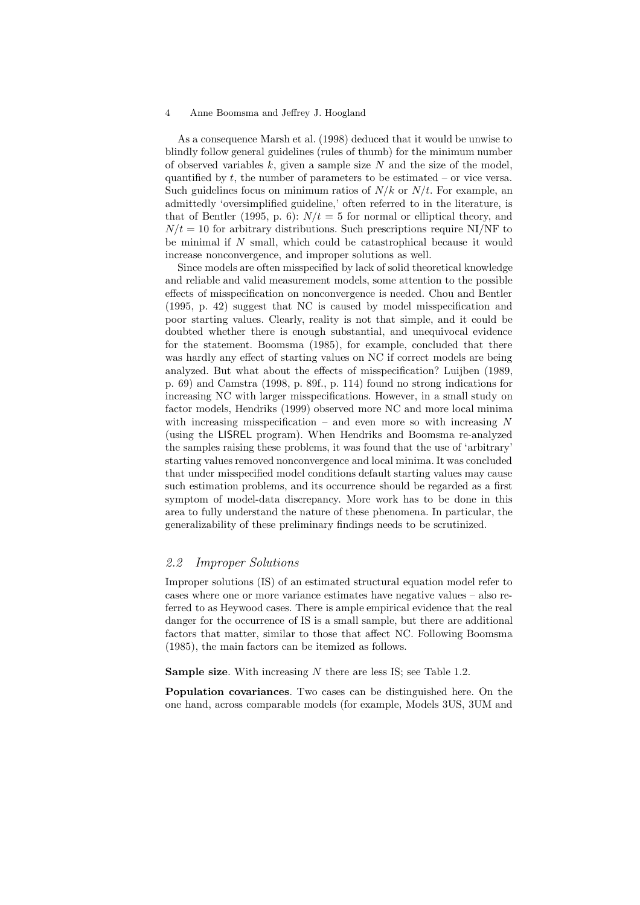As a consequence Marsh et al. (1998) deduced that it would be unwise to blindly follow general guidelines (rules of thumb) for the minimum number of observed variables $k$, given a sample size $N$ and the size of the model, quantified by $t$, the number of parameters to be estimated – or vice versa. Such guidelines focus on minimum ratios of $N/k$ or $N/t$. For example, an admittedly 'oversimplified guideline,' often referred to in the literature, is that of Bentler (1995, p. 6): $N/t = 5$ for normal or elliptical theory, and $N/t = 10$ for arbitrary distributions. Such prescriptions require NI/NF to be minimal if $N$ small, which could be catastrophical because it would increase nonconvergence, and improper solutions as well.

Since models are often misspecified by lack of solid theoretical knowledge and reliable and valid measurement models, some attention to the possible effects of misspecification on nonconvergence is needed. Chou and Bentler (1995, p. 42) suggest that NC is caused by model misspecification and poor starting values. Clearly, reality is not that simple, and it could be doubted whether there is enough substantial, and unequivocal evidence for the statement. Boomsma (1985), for example, concluded that there was hardly any effect of starting values on NC if correct models are being analyzed. But what about the effects of misspecification? Luijben (1989, p. 69) and Camstra (1998, p. 89f., p. 114) found no strong indications for increasing NC with larger misspecifications. However, in a small study on factor models, Hendriks (1999) observed more NC and more local minima with increasing misspecification – and even more so with increasing $N$ (using the LISREL program). When Hendriks and Boomsma re-analyzed the samples raising these problems, it was found that the use of 'arbitrary' starting values removed nonconvergence and local minima. It was concluded that under misspecified model conditions default starting values may cause such estimation problems, and its occurrence should be regarded as a first symptom of model-data discrepancy. More work has to be done in this area to fully understand the nature of these phenomena. In particular, the generalizability of these preliminary findings needs to be scrutinized.

## *2.2 Improper Solutions*

Improper solutions (IS) of an estimated structural equation model refer to cases where one or more variance estimates have negative values – also referred to as Heywood cases. There is ample empirical evidence that the real danger for the occurrence of IS is a small sample, but there are additional factors that matter, similar to those that affect NC. Following Boomsma (1985), the main factors can be itemized as follows.

**Sample size**. With increasing $N$ there are less IS; see Table 1.2.

**Population covariances**. Two cases can be distinguished here. On the one hand, across comparable models (for example, Models 3US, 3UM and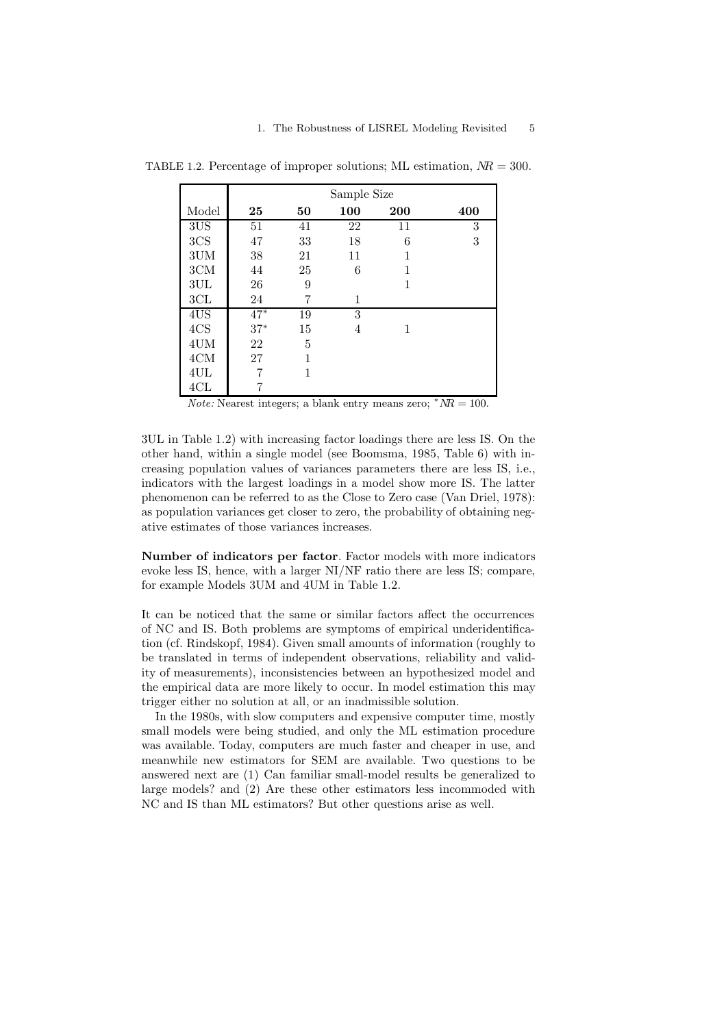TABLE 1.2. Percentage of improper solutions; ML estimation, $NR = 300$.

| | Sample Size | | | | |
|---|---|---|---|---|---|
| Model | **25** | **50** | **100** | **200** | **400** |
| 3US | 51 | 41 | 22 | 11 | 3 |
| 3CS | 47 | 33 | 18 | 6 | 3 |
| 3UM | 38 | 21 | 11 | 1 | |
| 3CM | 44 | 25 | 6 | 1 | |
| 3UL | 26 | 9 | | 1 | |
| 3CL | 24 | 7 | 1 | | |
| 4US | 47* | 19 | 3 | | |
| 4CS | 37* | 15 | 4 | 1 | |
| 4UM | 22 | 5 | | | |
| 4CM | 27 | 1 | | | |
| 4UL | 7 | 1 | | | |
| 4CL | 7 | | | | |

*Note:* Nearest integers; a blank entry means zero; $^*NR = 100$.

3UL in Table 1.2) with increasing factor loadings there are less IS. On the other hand, within a single model (see Boomsma, 1985, Table 6) with increasing population values of variances parameters there are less IS, i.e., indicators with the largest loadings in a model show more IS. The latter phenomenon can be referred to as the Close to Zero case (Van Driel, 1978): as population variances get closer to zero, the probability of obtaining negative estimates of those variances increases.

**Number of indicators per factor**. Factor models with more indicators evoke less IS, hence, with a larger NI/NF ratio there are less IS; compare, for example Models 3UM and 4UM in Table 1.2.

It can be noticed that the same or similar factors affect the occurrences of NC and IS. Both problems are symptoms of empirical underidentification (cf. Rindskopf, 1984). Given small amounts of information (roughly to be translated in terms of independent observations, reliability and validity of measurements), inconsistencies between an hypothesized model and the empirical data are more likely to occur. In model estimation this may trigger either no solution at all, or an inadmissible solution.

In the 1980s, with slow computers and expensive computer time, mostly small models were being studied, and only the ML estimation procedure was available. Today, computers are much faster and cheaper in use, and meanwhile new estimators for SEM are available. Two questions to be answered next are (1) Can familiar small-model results be generalized to large models? and (2) Are these other estimators less incommoded with NC and IS than ML estimators? But other questions arise as well.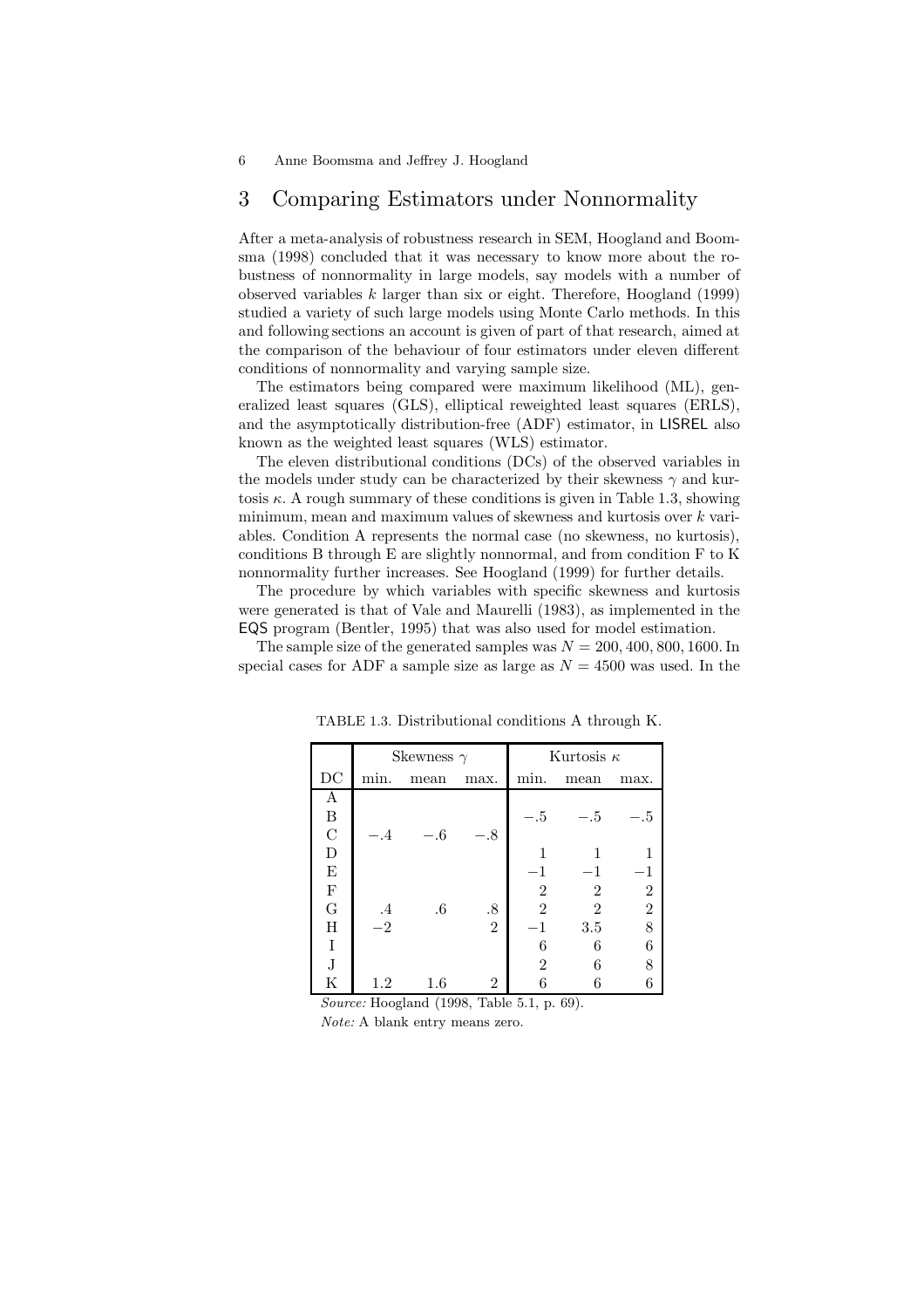## 3 Comparing Estimators under Nonnormality

After a meta-analysis of robustness research in SEM, Hoogland and Boomsma (1998) concluded that it was necessary to know more about the robustness of nonnormality in large models, say models with a number of observed variables $k$ larger than six or eight. Therefore, Hoogland (1999) studied a variety of such large models using Monte Carlo methods. In this and following sections an account is given of part of that research, aimed at the comparison of the behaviour of four estimators under eleven different conditions of nonnormality and varying sample size.

The estimators being compared were maximum likelihood (ML), generalized least squares (GLS), elliptical reweighted least squares (ERLS), and the asymptotically distribution-free (ADF) estimator, in LISREL also known as the weighted least squares (WLS) estimator.

The eleven distributional conditions (DCs) of the observed variables in the models under study can be characterized by their skewness $\gamma$ and kurtosis $\kappa$. A rough summary of these conditions is given in Table 1.3, showing minimum, mean and maximum values of skewness and kurtosis over $k$ variables. Condition A represents the normal case (no skewness, no kurtosis), conditions B through E are slightly nonnormal, and from condition F to K nonnormality further increases. See Hoogland (1999) for further details.

The procedure by which variables with specific skewness and kurtosis were generated is that of Vale and Maurelli (1983), as implemented in the EQS program (Bentler, 1995) that was also used for model estimation.

The sample size of the generated samples was $N = 200, 400, 800, 1600$. In special cases for ADF a sample size as large as $N = 4500$ was used. In the

TABLE 1.3. Distributional conditions A through K.

| | Skewness $\gamma$ | | | Kurtosis $\kappa$ | | |
|---|---|---|---|---|---|---|
| DC | min. | mean | max. | min. | mean | max. |
| A | | | | | | |
| B | | | | $-.5$ | $-.5$ | $-.5$ |
| C | $-.4$ | $-.6$ | $-.8$ | | | |
| D | | | | 1 | 1 | 1 |
| E | | | | $-1$ | $-1$ | $-1$ |
| F | | | | 2 | 2 | 2 |
| G | .4 | .6 | .8 | 2 | 2 | 2 |
| H | $-2$ | | 2 | $-1$ | 3.5 | 8 |
| I | | | | 6 | 6 | 6 |
| J | | | | 2 | 6 | 8 |
| K | 1.2 | 1.6 | 2 | 6 | 6 | 6 |

*Source:* Hoogland (1998, Table 5.1, p. 69).

*Note:* A blank entry means zero.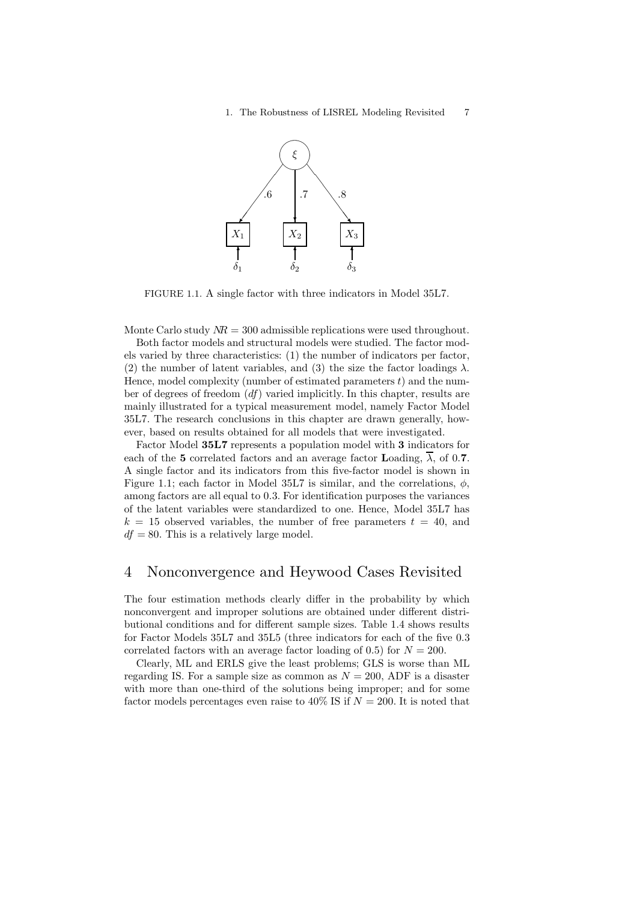FIGURE 1.1. A single factor with three indicators in Model 35L7.

Monte Carlo study $NR = 300$ admissible replications were used throughout.

Both factor models and structural models were studied. The factor models varied by three characteristics: (1) the number of indicators per factor, (2) the number of latent variables, and (3) the size the factor loadings $\lambda$. Hence, model complexity (number of estimated parameters $t$) and the number of degrees of freedom ($df$) varied implicitly. In this chapter, results are mainly illustrated for a typical measurement model, namely Factor Model 35L7. The research conclusions in this chapter are drawn generally, however, based on results obtained for all models that were investigated.

Factor Model **35L7** represents a population model with **3** indicators for each of the **5** correlated factors and an average factor **L**oading, $\overline{\lambda}$, of 0.**7**. A single factor and its indicators from this five-factor model is shown in Figure 1.1; each factor in Model 35L7 is similar, and the correlations, $\phi$, among factors are all equal to 0.3. For identification purposes the variances of the latent variables were standardized to one. Hence, Model 35L7 has $k = 15$ observed variables, the number of free parameters $t = 40$, and $df = 80$. This is a relatively large model.

## 4 Nonconvergence and Heywood Cases Revisited

The four estimation methods clearly differ in the probability by which nonconvergent and improper solutions are obtained under different distributional conditions and for different sample sizes. Table 1.4 shows results for Factor Models 35L7 and 35L5 (three indicators for each of the five 0.3 correlated factors with an average factor loading of 0.5) for $N = 200$.

Clearly, ML and ERLS give the least problems; GLS is worse than ML regarding IS. For a sample size as common as $N = 200$, ADF is a disaster with more than one-third of the solutions being improper; and for some factor models percentages even raise to 40% IS if $N = 200$. It is noted that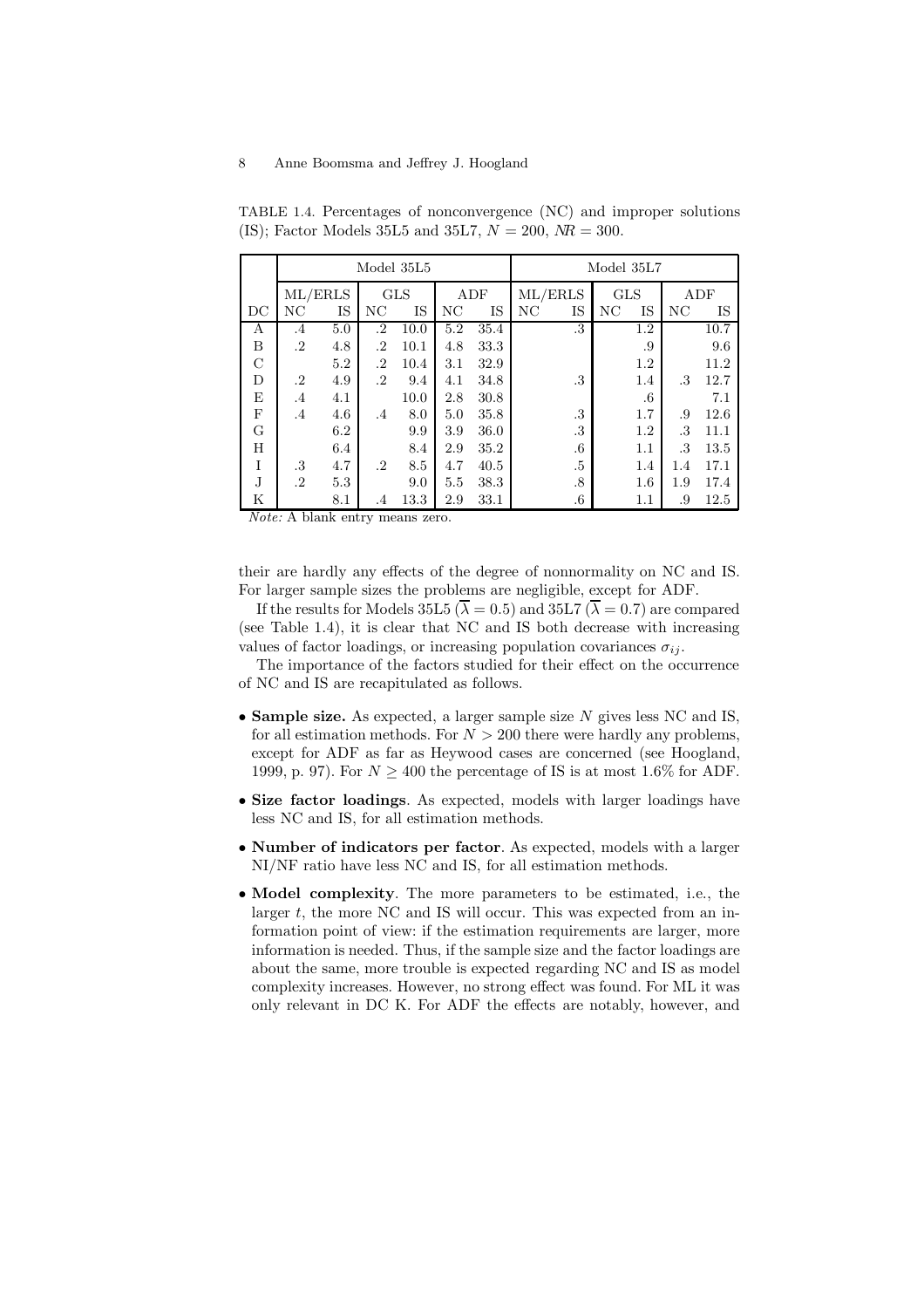TABLE 1.4. Percentages of nonconvergence (NC) and improper solutions (IS); Factor Models 35L5 and 35L7, $N = 200$, $NR = 300$.

| | Model 35L5 | | | | | | Model 35L7 | | | | | |
|---|---|---|---|---|---|---|---|---|---|---|---|---|
| | ML/ERLS | | GLS | | ADF | | ML/ERLS | | GLS | | ADF | |
| DC | NC | IS | NC | IS | NC | IS | NC | IS | NC | IS | NC | IS |
| A | .4 | 5.0 | .2 | 10.0 | 5.2 | 35.4 | | .3 | | 1.2 | | 10.7 |
| B | .2 | 4.8 | .2 | 10.1 | 4.8 | 33.3 | | | | .9 | | 9.6 |
| C | | 5.2 | .2 | 10.4 | 3.1 | 32.9 | | | | 1.2 | | 11.2 |
| D | .2 | 4.9 | .2 | 9.4 | 4.1 | 34.8 | | .3 | | 1.4 | .3 | 12.7 |
| E | .4 | 4.1 | | 10.0 | 2.8 | 30.8 | | | | .6 | | 7.1 |
| F | .4 | 4.6 | .4 | 8.0 | 5.0 | 35.8 | | .3 | | 1.7 | .9 | 12.6 |
| G | | 6.2 | | 9.9 | 3.9 | 36.0 | | .3 | | 1.2 | .3 | 11.1 |
| H | | 6.4 | | 8.4 | 2.9 | 35.2 | | .6 | | 1.1 | .3 | 13.5 |
| I | .3 | 4.7 | .2 | 8.5 | 4.7 | 40.5 | | .5 | | 1.4 | 1.4 | 17.1 |
| J | .2 | 5.3 | | 9.0 | 5.5 | 38.3 | | .8 | | 1.6 | 1.9 | 17.4 |
| K | | 8.1 | .4 | 13.3 | 2.9 | 33.1 | | .6 | | 1.1 | .9 | 12.5 |

*Note:* A blank entry means zero.

their are hardly any effects of the degree of nonnormality on NC and IS. For larger sample sizes the problems are negligible, except for ADF.

If the results for Models 35L5 ($\overline{\lambda} = 0.5$) and 35L7 ($\overline{\lambda} = 0.7$) are compared (see Table 1.4), it is clear that NC and IS both decrease with increasing values of factor loadings, or increasing population covariances $\sigma_{ij}$.

The importance of the factors studied for their effect on the occurrence of NC and IS are recapitulated as follows.

- **Sample size.** As expected, a larger sample size $N$ gives less NC and IS, for all estimation methods. For $N > 200$ there were hardly any problems, except for ADF as far as Heywood cases are concerned (see Hoogland, 1999, p. 97). For $N \geq 400$ the percentage of IS is at most 1.6% for ADF.
- **Size factor loadings**. As expected, models with larger loadings have less NC and IS, for all estimation methods.
- **Number of indicators per factor**. As expected, models with a larger NI/NF ratio have less NC and IS, for all estimation methods.
- **Model complexity**. The more parameters to be estimated, i.e., the larger $t$, the more NC and IS will occur. This was expected from an information point of view: if the estimation requirements are larger, more information is needed. Thus, if the sample size and the factor loadings are about the same, more trouble is expected regarding NC and IS as model complexity increases. However, no strong effect was found. For ML it was only relevant in DC K. For ADF the effects are notably, however, and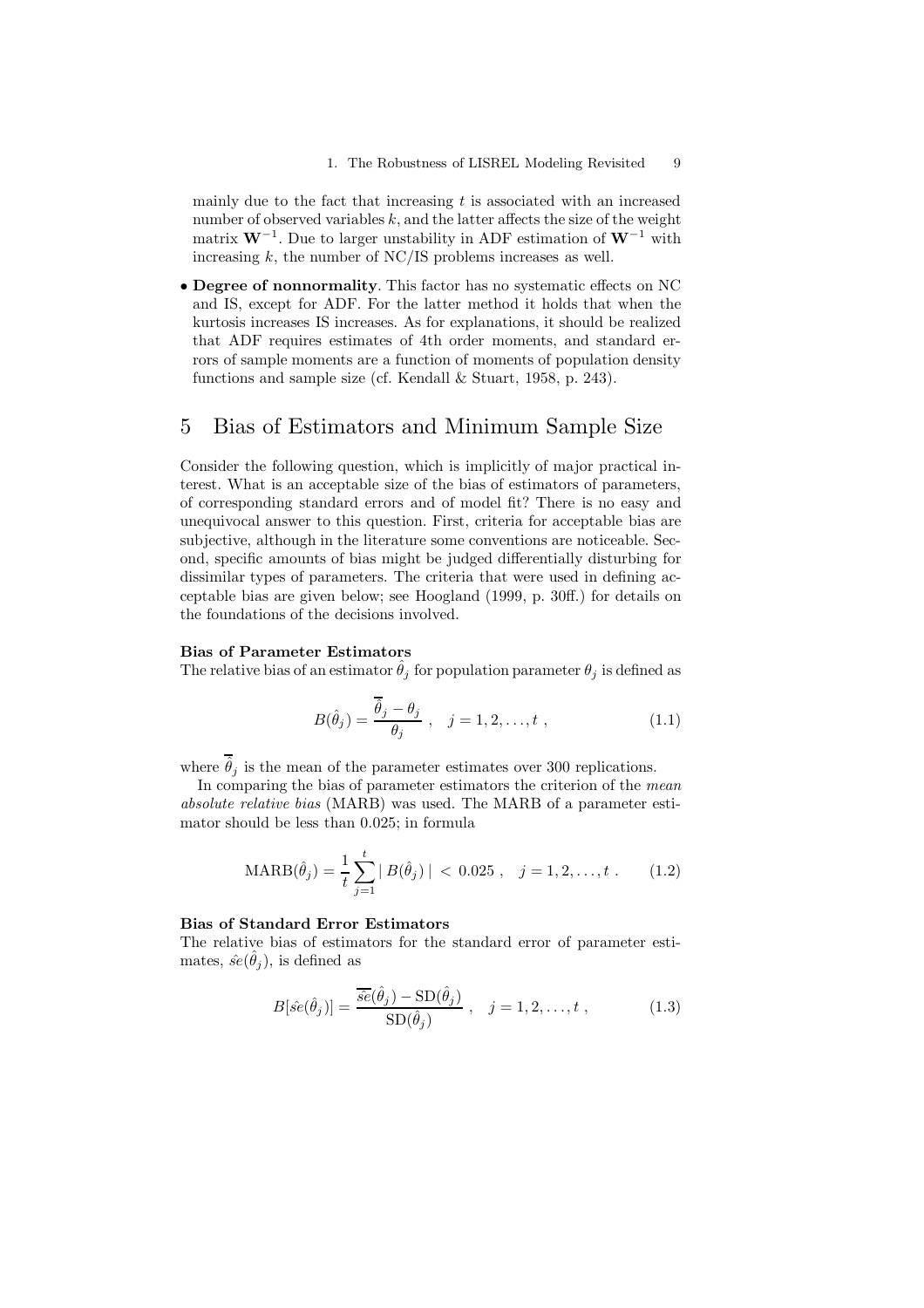mainly due to the fact that increasing $t$ is associated with an increased number of observed variables $k$, and the latter affects the size of the weight matrix $\mathbf{W}^{-1}$. Due to larger unstability in ADF estimation of $\mathbf{W}^{-1}$ with increasing $k$, the number of NC/IS problems increases as well.

- **Degree of nonnormality**. This factor has no systematic effects on NC and IS, except for ADF. For the latter method it holds that when the kurtosis increases IS increases. As for explanations, it should be realized that ADF requires estimates of 4th order moments, and standard errors of sample moments are a function of moments of population density functions and sample size (cf. Kendall & Stuart, 1958, p. 243).

## 5 Bias of Estimators and Minimum Sample Size

Consider the following question, which is implicitly of major practical interest. What is an acceptable size of the bias of estimators of parameters, of corresponding standard errors and of model fit? There is no easy and unequivocal answer to this question. First, criteria for acceptable bias are subjective, although in the literature some conventions are noticeable. Second, specific amounts of bias might be judged differentially disturbing for dissimilar types of parameters. The criteria that were used in defining acceptable bias are given below; see Hoogland (1999, p. 30ff.) for details on the foundations of the decisions involved.

**Bias of Parameter Estimators**

The relative bias of an estimator $\hat{\theta}_j$ for population parameter $\theta_j$ is defined as

$$B(\hat{\theta}_j) = \frac{\overline{\hat{\theta}}_j - \theta_j}{\theta_j} \ , \quad j = 1, 2, \ldots, t \ , \tag{1.1}$$

where $\overline{\hat{\theta}}_j$ is the mean of the parameter estimates over 300 replications.

In comparing the bias of parameter estimators the criterion of the *mean absolute relative bias* (MARB) was used. The MARB of a parameter estimator should be less than 0.025; in formula

$$\text{MARB}(\hat{\theta}_j) = \frac{1}{t} \sum_{j=1}^{t} |\, B(\hat{\theta}_j)\,| \ < \ 0.025 \ , \quad j = 1, 2, \ldots, t \ . \tag{1.2}$$

**Bias of Standard Error Estimators**

The relative bias of estimators for the standard error of parameter estimates, $\hat{se}(\hat{\theta}_j)$, is defined as

$$B[\hat{se}(\hat{\theta}_j)] = \frac{\overline{\hat{se}}(\hat{\theta}_j) - \text{SD}(\hat{\theta}_j)}{\text{SD}(\hat{\theta}_j)} \ , \quad j = 1, 2, \ldots, t \ , \tag{1.3}$$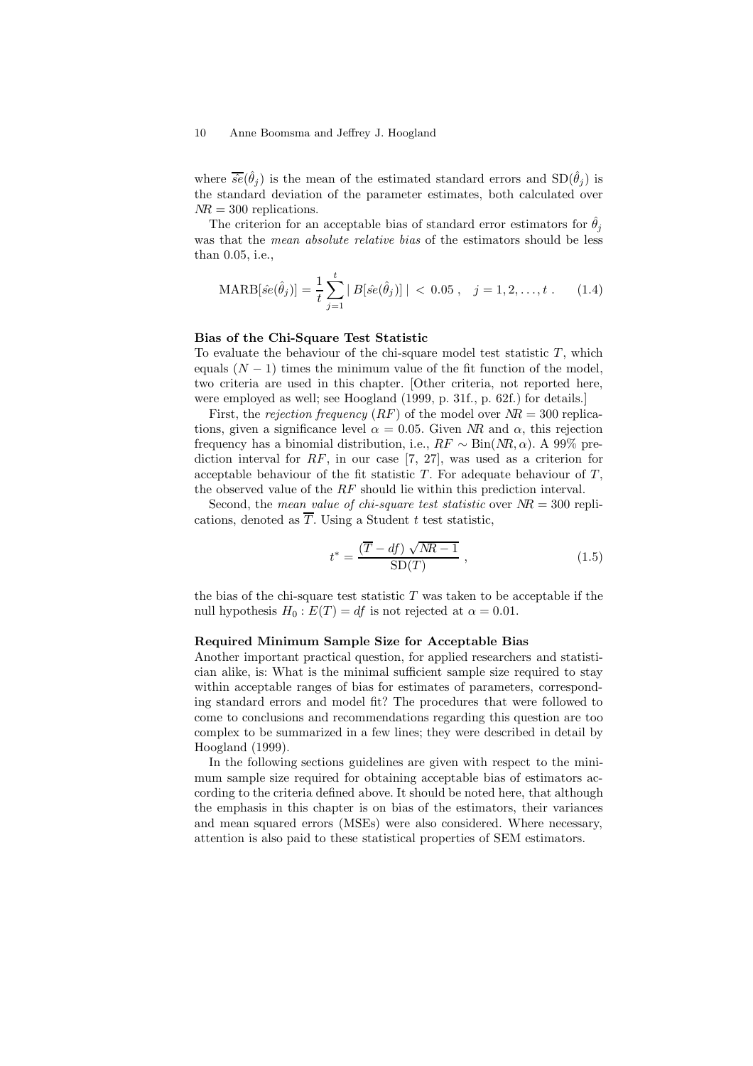where $\overline{\hat{se}}(\hat{\theta}_j)$ is the mean of the estimated standard errors and $\mathrm{SD}(\hat{\theta}_j)$ is the standard deviation of the parameter estimates, both calculated over $NR = 300$ replications.

The criterion for an acceptable bias of standard error estimators for $\hat{\theta}_j$ was that the *mean absolute relative bias* of the estimators should be less than 0.05, i.e.,

$$\mathrm{MARB}[\hat{se}(\hat{\theta}_j)] = \frac{1}{t} \sum_{j=1}^{t} |\, B[\hat{se}(\hat{\theta}_j)]\,| \; < \; 0.05 \; , \quad j = 1, 2, \ldots, t \; . \qquad (1.4)$$

**Bias of the Chi-Square Test Statistic**

To evaluate the behaviour of the chi-square model test statistic $T$, which equals $(N-1)$ times the minimum value of the fit function of the model, two criteria are used in this chapter. [Other criteria, not reported here, were employed as well; see Hoogland (1999, p. 31f., p. 62f.) for details.]

First, the *rejection frequency* ($RF$) of the model over $NR = 300$ replications, given a significance level $\alpha = 0.05$. Given $NR$ and $\alpha$, this rejection frequency has a binomial distribution, i.e., $RF \sim \mathrm{Bin}(NR, \alpha)$. A 99% prediction interval for $RF$, in our case [7, 27], was used as a criterion for acceptable behaviour of the fit statistic $T$. For adequate behaviour of $T$, the observed value of the $RF$ should lie within this prediction interval.

Second, the *mean value of chi-square test statistic* over $NR = 300$ replications, denoted as $\overline{T}$. Using a Student $t$ test statistic,

$$t^* = \frac{(\overline{T} - df)\,\sqrt{NR - 1}}{\mathrm{SD}(T)} \; , \qquad (1.5)$$

the bias of the chi-square test statistic $T$ was taken to be acceptable if the null hypothesis $H_0 : E(T) = df$ is not rejected at $\alpha = 0.01$.

**Required Minimum Sample Size for Acceptable Bias**

Another important practical question, for applied researchers and statistician alike, is: What is the minimal sufficient sample size required to stay within acceptable ranges of bias for estimates of parameters, corresponding standard errors and model fit? The procedures that were followed to come to conclusions and recommendations regarding this question are too complex to be summarized in a few lines; they were described in detail by Hoogland (1999).

In the following sections guidelines are given with respect to the minimum sample size required for obtaining acceptable bias of estimators according to the criteria defined above. It should be noted here, that although the emphasis in this chapter is on bias of the estimators, their variances and mean squared errors (MSEs) were also considered. Where necessary, attention is also paid to these statistical properties of SEM estimators.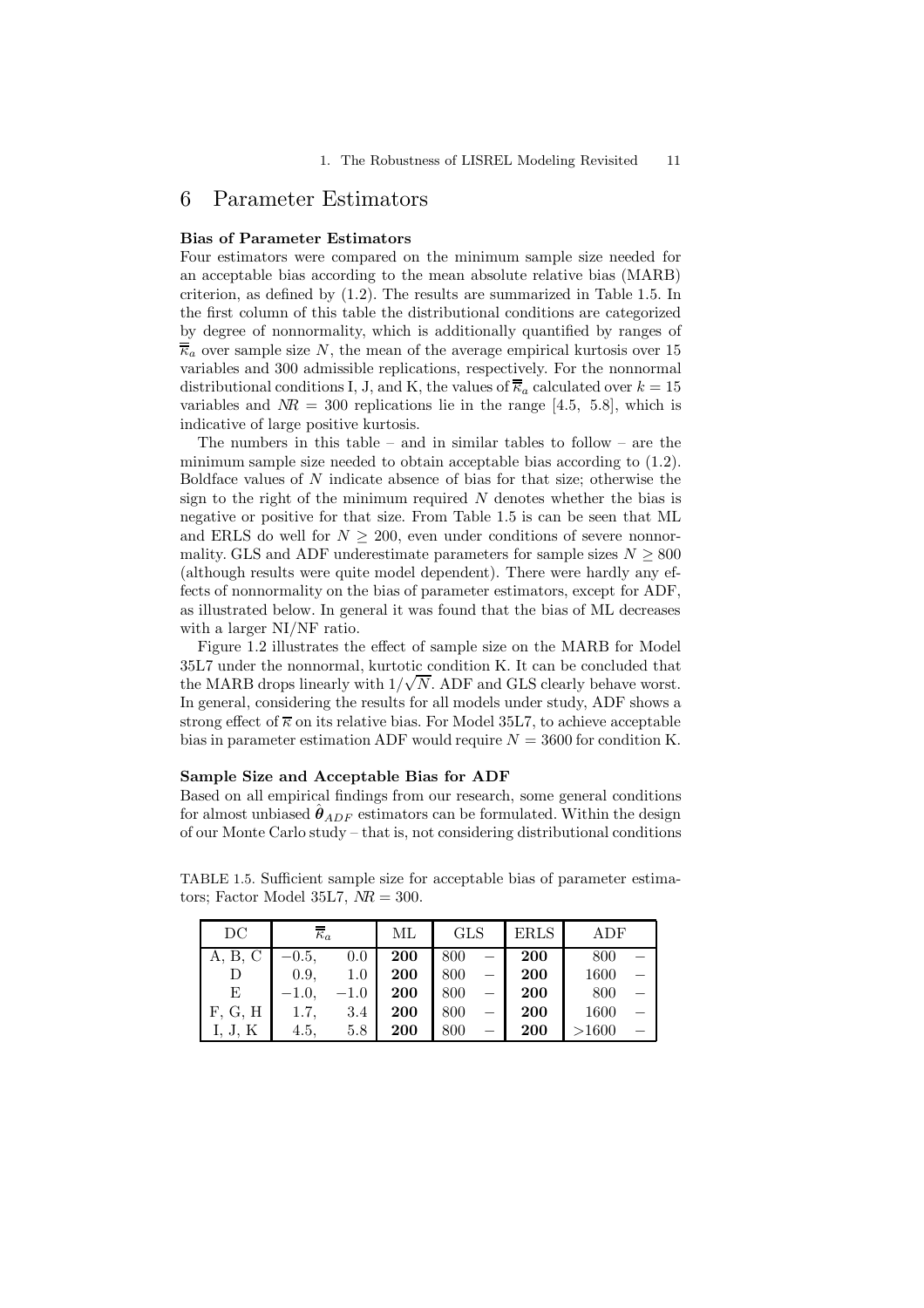# 6 Parameter Estimators

**Bias of Parameter Estimators**

Four estimators were compared on the minimum sample size needed for an acceptable bias according to the mean absolute relative bias (MARB) criterion, as defined by (1.2). The results are summarized in Table 1.5. In the first column of this table the distributional conditions are categorized by degree of nonnormality, which is additionally quantified by ranges of $\overline{\overline{\kappa}}_a$ over sample size $N$, the mean of the average empirical kurtosis over 15 variables and 300 admissible replications, respectively. For the nonnormal distributional conditions I, J, and K, the values of $\overline{\overline{\kappa}}_a$ calculated over $k = 15$ variables and $NR = 300$ replications lie in the range [4.5, 5.8], which is indicative of large positive kurtosis.

The numbers in this table – and in similar tables to follow – are the minimum sample size needed to obtain acceptable bias according to (1.2). Boldface values of $N$ indicate absence of bias for that size; otherwise the sign to the right of the minimum required $N$ denotes whether the bias is negative or positive for that size. From Table 1.5 is can be seen that ML and ERLS do well for $N \geq 200$, even under conditions of severe nonnormality. GLS and ADF underestimate parameters for sample sizes $N \geq 800$ (although results were quite model dependent). There were hardly any effects of nonnormality on the bias of parameter estimators, except for ADF, as illustrated below. In general it was found that the bias of ML decreases with a larger NI/NF ratio.

Figure 1.2 illustrates the effect of sample size on the MARB for Model 35L7 under the nonnormal, kurtotic condition K. It can be concluded that the MARB drops linearly with $1/\sqrt{N}$. ADF and GLS clearly behave worst. In general, considering the results for all models under study, ADF shows a strong effect of $\overline{\kappa}$ on its relative bias. For Model 35L7, to achieve acceptable bias in parameter estimation ADF would require $N = 3600$ for condition K.

**Sample Size and Acceptable Bias for ADF**

Based on all empirical findings from our research, some general conditions for almost unbiased $\hat{\boldsymbol{\theta}}_{ADF}$ estimators can be formulated. Within the design of our Monte Carlo study – that is, not considering distributional conditions

TABLE 1.5. Sufficient sample size for acceptable bias of parameter estimators; Factor Model 35L7, $NR = 300$.

| DC | $\overline{\overline{\kappa}}_a$ | | ML | GLS | | ERLS | ADF | |
|---|---|---|---|---|---|---|---|---|
| A, B, C | −0.5, | 0.0 | **200** | 800 | − | **200** | 800 | − |
| D | 0.9, | 1.0 | **200** | 800 | − | **200** | 1600 | − |
| E | −1.0, | −1.0 | **200** | 800 | − | **200** | 800 | − |
| F, G, H | 1.7, | 3.4 | **200** | 800 | − | **200** | 1600 | − |
| I, J, K | 4.5, | 5.8 | **200** | 800 | − | **200** | >1600 | − |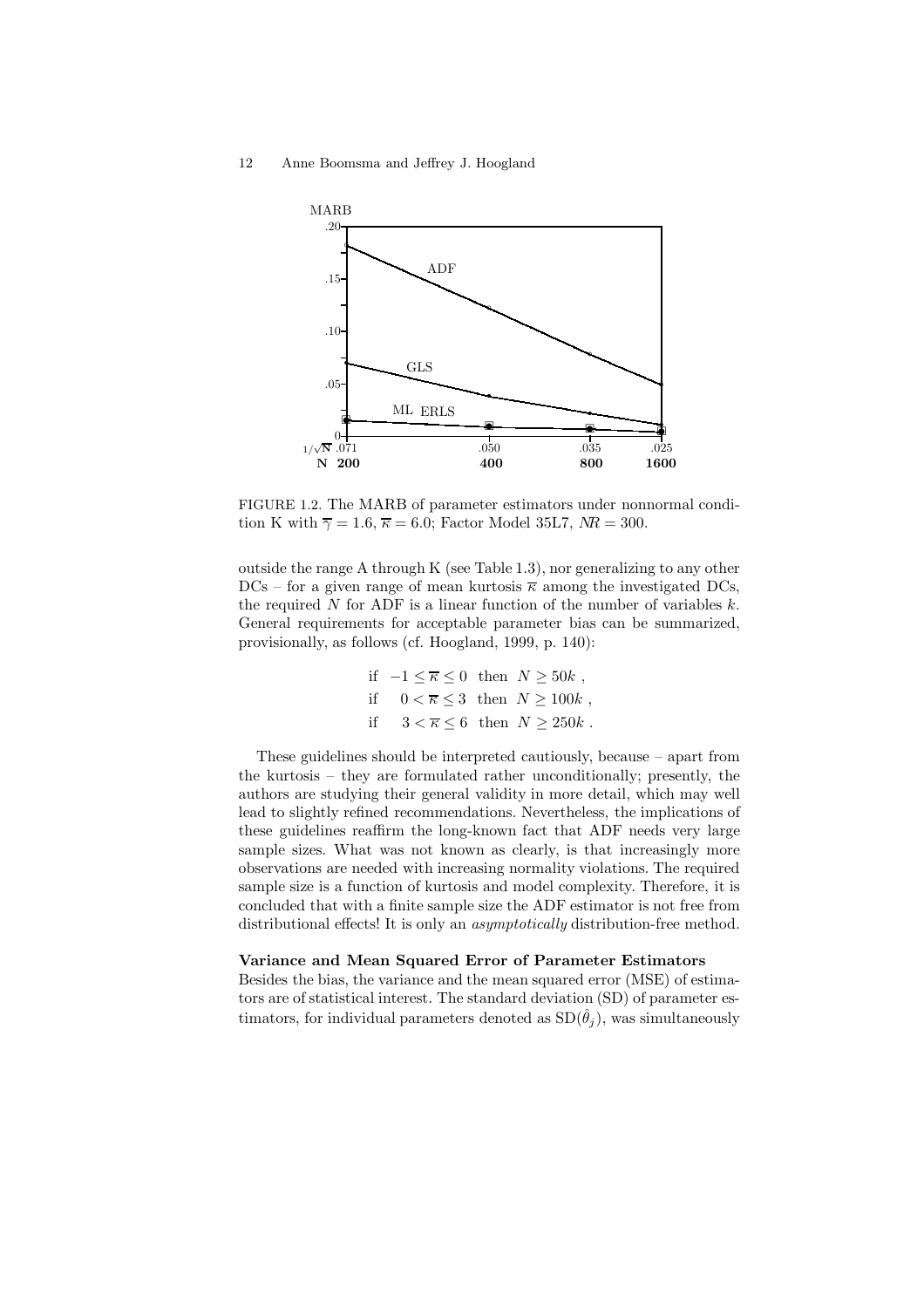FIGURE 1.2. The MARB of parameter estimators under nonnormal condition K with $\overline{\gamma} = 1.6$, $\overline{\kappa} = 6.0$; Factor Model 35L7, $NR = 300$.

outside the range A through K (see Table 1.3), nor generalizing to any other DCs – for a given range of mean kurtosis $\overline{\kappa}$ among the investigated DCs, the required $N$ for ADF is a linear function of the number of variables $k$. General requirements for acceptable parameter bias can be summarized, provisionally, as follows (cf. Hoogland, 1999, p. 140):

$$
\begin{aligned}
&\text{if} \quad -1 \leq \overline{\kappa} \leq 0 \quad \text{then} \quad N \geq 50k\ , \\
&\text{if} \quad 0 < \overline{\kappa} \leq 3 \quad \text{then} \quad N \geq 100k\ , \\
&\text{if} \quad 3 < \overline{\kappa} \leq 6 \quad \text{then} \quad N \geq 250k\ .
\end{aligned}
$$

These guidelines should be interpreted cautiously, because – apart from the kurtosis – they are formulated rather unconditionally; presently, the authors are studying their general validity in more detail, which may well lead to slightly refined recommendations. Nevertheless, the implications of these guidelines reaffirm the long-known fact that ADF needs very large sample sizes. What was not known as clearly, is that increasingly more observations are needed with increasing normality violations. The required sample size is a function of kurtosis and model complexity. Therefore, it is concluded that with a finite sample size the ADF estimator is not free from distributional effects! It is only an *asymptotically* distribution-free method.

**Variance and Mean Squared Error of Parameter Estimators**

Besides the bias, the variance and the mean squared error (MSE) of estimators are of statistical interest. The standard deviation (SD) of parameter estimators, for individual parameters denoted as $\mathrm{SD}(\hat{\theta}_j)$, was simultaneously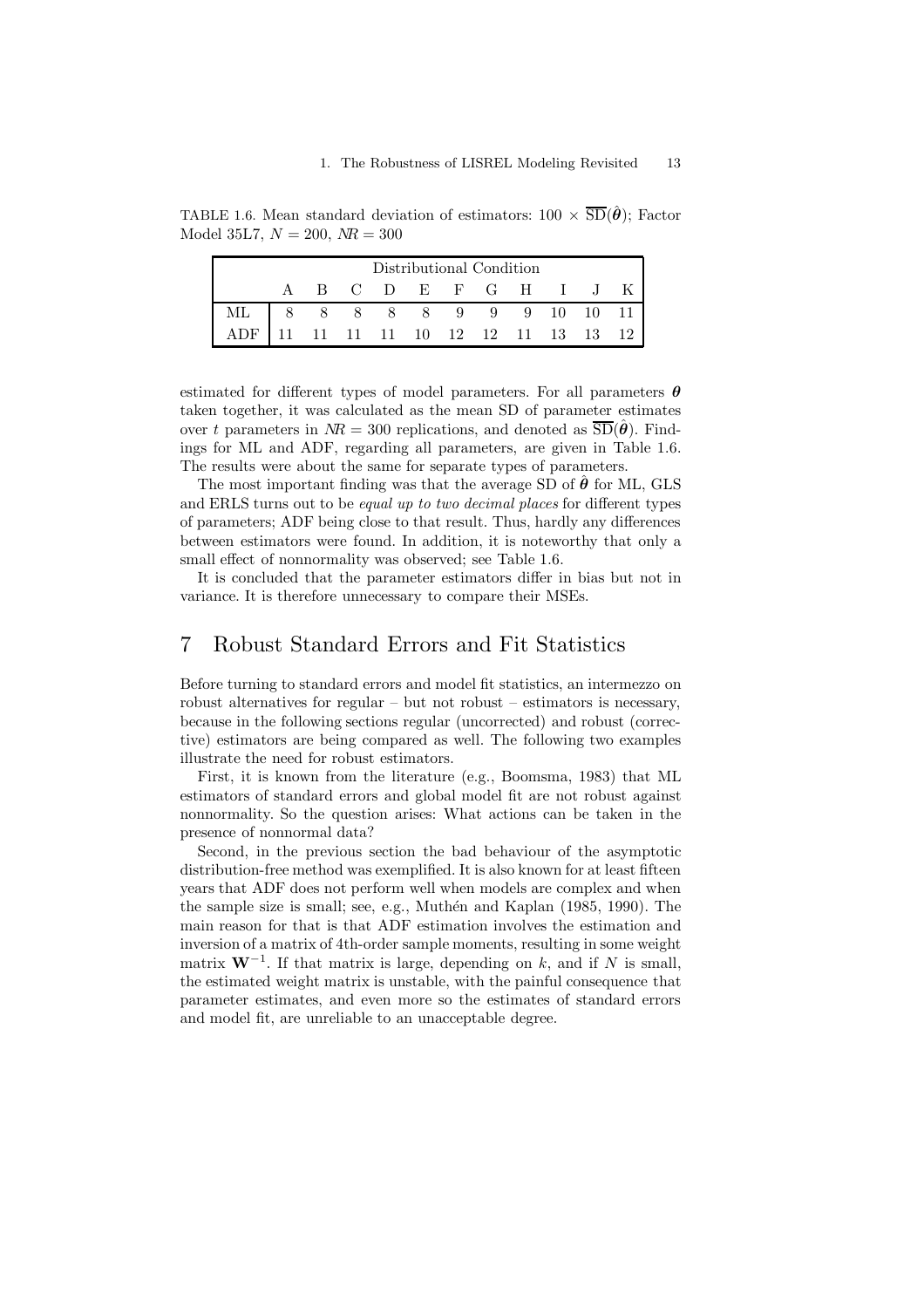TABLE 1.6. Mean standard deviation of estimators: $100 \times \overline{\text{SD}}(\hat{\boldsymbol{\theta}})$; Factor Model 35L7, $N = 200$, $NR = 300$

| | Distributional Condition | | | | | | | | | | |
|---|---|---|---|---|---|---|---|---|---|---|---|
| | A | B | C | D | E | F | G | H | I | J | K |
| ML | 8 | 8 | 8 | 8 | 8 | 9 | 9 | 9 | 10 | 10 | 11 |
| ADF | 11 | 11 | 11 | 11 | 10 | 12 | 12 | 11 | 13 | 13 | 12 |

estimated for different types of model parameters. For all parameters $\boldsymbol{\theta}$ taken together, it was calculated as the mean SD of parameter estimates over $t$ parameters in $NR = 300$ replications, and denoted as $\overline{\text{SD}}(\hat{\boldsymbol{\theta}})$. Findings for ML and ADF, regarding all parameters, are given in Table 1.6. The results were about the same for separate types of parameters.

The most important finding was that the average SD of $\hat{\boldsymbol{\theta}}$ for ML, GLS and ERLS turns out to be *equal up to two decimal places* for different types of parameters; ADF being close to that result. Thus, hardly any differences between estimators were found. In addition, it is noteworthy that only a small effect of nonnormality was observed; see Table 1.6.

It is concluded that the parameter estimators differ in bias but not in variance. It is therefore unnecessary to compare their MSEs.

## 7 Robust Standard Errors and Fit Statistics

Before turning to standard errors and model fit statistics, an intermezzo on robust alternatives for regular – but not robust – estimators is necessary, because in the following sections regular (uncorrected) and robust (corrective) estimators are being compared as well. The following two examples illustrate the need for robust estimators.

First, it is known from the literature (e.g., Boomsma, 1983) that ML estimators of standard errors and global model fit are not robust against nonnormality. So the question arises: What actions can be taken in the presence of nonnormal data?

Second, in the previous section the bad behaviour of the asymptotic distribution-free method was exemplified. It is also known for at least fifteen years that ADF does not perform well when models are complex and when the sample size is small; see, e.g., Muthén and Kaplan (1985, 1990). The main reason for that is that ADF estimation involves the estimation and inversion of a matrix of 4th-order sample moments, resulting in some weight matrix $\mathbf{W}^{-1}$. If that matrix is large, depending on $k$, and if $N$ is small, the estimated weight matrix is unstable, with the painful consequence that parameter estimates, and even more so the estimates of standard errors and model fit, are unreliable to an unacceptable degree.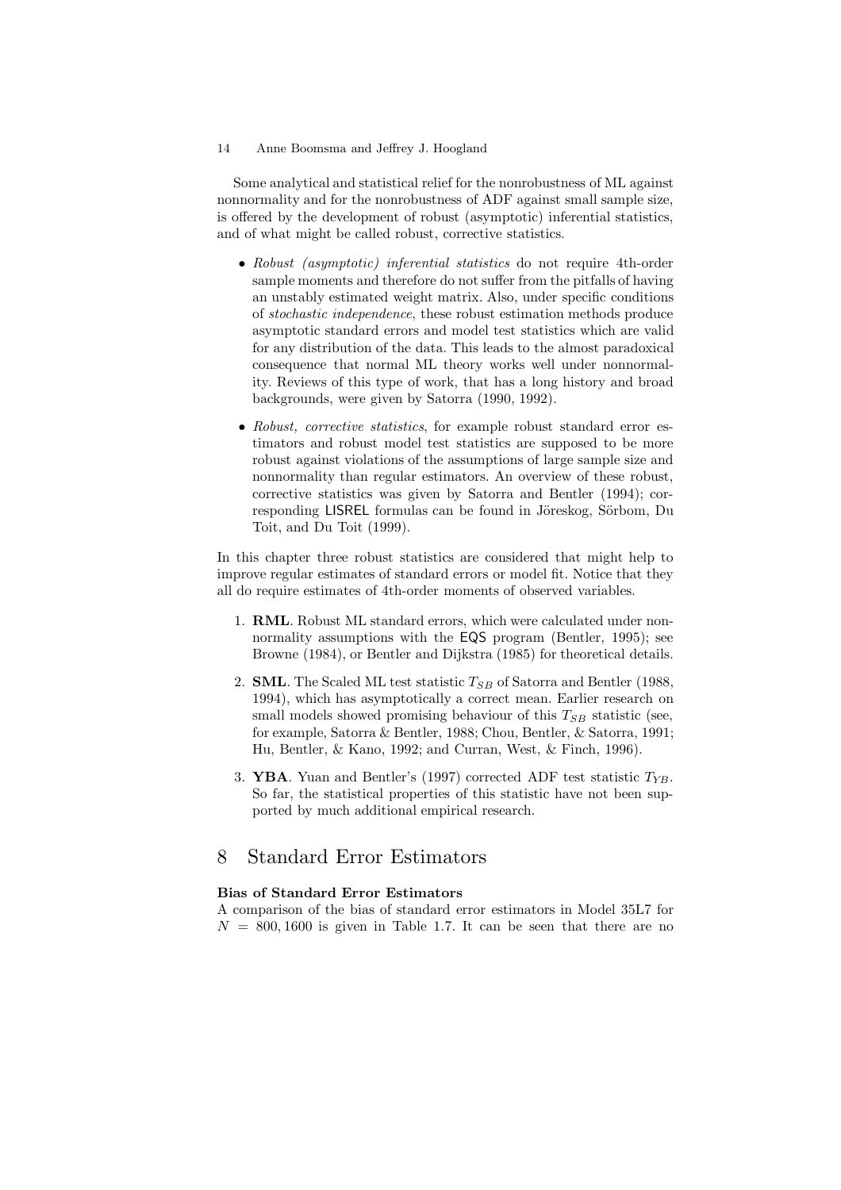Some analytical and statistical relief for the nonrobustness of ML against nonnormality and for the nonrobustness of ADF against small sample size, is offered by the development of robust (asymptotic) inferential statistics, and of what might be called robust, corrective statistics.

- *Robust (asymptotic) inferential statistics* do not require 4th-order sample moments and therefore do not suffer from the pitfalls of having an unstably estimated weight matrix. Also, under specific conditions of *stochastic independence*, these robust estimation methods produce asymptotic standard errors and model test statistics which are valid for any distribution of the data. This leads to the almost paradoxical consequence that normal ML theory works well under nonnormality. Reviews of this type of work, that has a long history and broad backgrounds, were given by Satorra (1990, 1992).

- *Robust, corrective statistics*, for example robust standard error estimators and robust model test statistics are supposed to be more robust against violations of the assumptions of large sample size and nonnormality than regular estimators. An overview of these robust, corrective statistics was given by Satorra and Bentler (1994); corresponding LISREL formulas can be found in Jöreskog, Sörbom, Du Toit, and Du Toit (1999).

In this chapter three robust statistics are considered that might help to improve regular estimates of standard errors or model fit. Notice that they all do require estimates of 4th-order moments of observed variables.

1. **RML**. Robust ML standard errors, which were calculated under nonnormality assumptions with the EQS program (Bentler, 1995); see Browne (1984), or Bentler and Dijkstra (1985) for theoretical details.

2. **SML**. The Scaled ML test statistic $T_{SB}$ of Satorra and Bentler (1988, 1994), which has asymptotically a correct mean. Earlier research on small models showed promising behaviour of this $T_{SB}$ statistic (see, for example, Satorra & Bentler, 1988; Chou, Bentler, & Satorra, 1991; Hu, Bentler, & Kano, 1992; and Curran, West, & Finch, 1996).

3. **YBA**. Yuan and Bentler's (1997) corrected ADF test statistic $T_{YB}$. So far, the statistical properties of this statistic have not been supported by much additional empirical research.

# 8 Standard Error Estimators

**Bias of Standard Error Estimators**

A comparison of the bias of standard error estimators in Model 35L7 for $N = 800, 1600$ is given in Table 1.7. It can be seen that there are no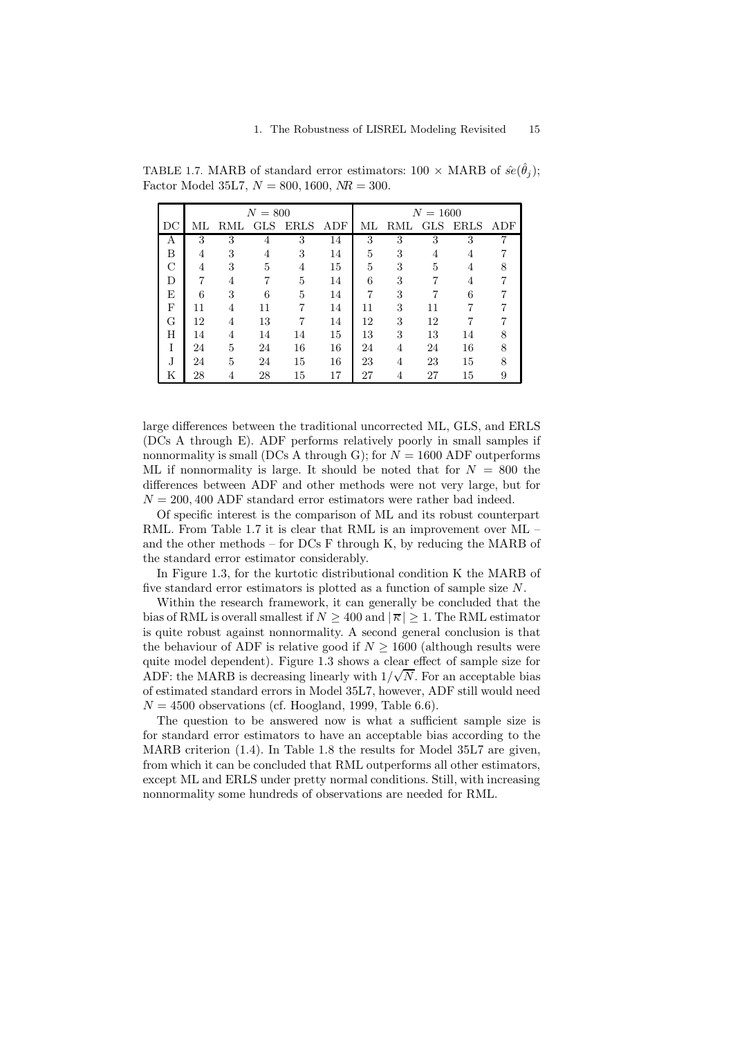TABLE 1.7. MARB of standard error estimators: $100 \times$ MARB of $\hat{se}(\hat{\theta}_j)$; Factor Model 35L7, $N = 800, 1600$, $NR = 300$.

| | $N = 800$ | | | | | $N = 1600$ | | | | |
|---|---|---|---|---|---|---|---|---|---|---|
| DC | ML | RML | GLS | ERLS | ADF | ML | RML | GLS | ERLS | ADF |
| A | 3 | 3 | 4 | 3 | 14 | 3 | 3 | 3 | 3 | 7 |
| B | 4 | 3 | 4 | 3 | 14 | 5 | 3 | 4 | 4 | 7 |
| C | 4 | 3 | 5 | 4 | 15 | 5 | 3 | 5 | 4 | 8 |
| D | 7 | 4 | 7 | 5 | 14 | 6 | 3 | 7 | 4 | 7 |
| E | 6 | 3 | 6 | 5 | 14 | 7 | 3 | 7 | 6 | 7 |
| F | 11 | 4 | 11 | 7 | 14 | 11 | 3 | 11 | 7 | 7 |
| G | 12 | 4 | 13 | 7 | 14 | 12 | 3 | 12 | 7 | 7 |
| H | 14 | 4 | 14 | 14 | 15 | 13 | 3 | 13 | 14 | 8 |
| I | 24 | 5 | 24 | 16 | 16 | 24 | 4 | 24 | 16 | 8 |
| J | 24 | 5 | 24 | 15 | 16 | 23 | 4 | 23 | 15 | 8 |
| K | 28 | 4 | 28 | 15 | 17 | 27 | 4 | 27 | 15 | 9 |

large differences between the traditional uncorrected ML, GLS, and ERLS (DCs A through E). ADF performs relatively poorly in small samples if nonnormality is small (DCs A through G); for $N = 1600$ ADF outperforms ML if nonnormality is large. It should be noted that for $N = 800$ the differences between ADF and other methods were not very large, but for $N = 200, 400$ ADF standard error estimators were rather bad indeed.

Of specific interest is the comparison of ML and its robust counterpart RML. From Table 1.7 it is clear that RML is an improvement over ML – and the other methods – for DCs F through K, by reducing the MARB of the standard error estimator considerably.

In Figure 1.3, for the kurtotic distributional condition K the MARB of five standard error estimators is plotted as a function of sample size $N$.

Within the research framework, it can generally be concluded that the bias of RML is overall smallest if $N \geq 400$ and $|\overline{\kappa}| \geq 1$. The RML estimator is quite robust against nonnormality. A second general conclusion is that the behaviour of ADF is relative good if $N \geq 1600$ (although results were quite model dependent). Figure 1.3 shows a clear effect of sample size for ADF: the MARB is decreasing linearly with $1/\sqrt{N}$. For an acceptable bias of estimated standard errors in Model 35L7, however, ADF still would need $N = 4500$ observations (cf. Hoogland, 1999, Table 6.6).

The question to be answered now is what a sufficient sample size is for standard error estimators to have an acceptable bias according to the MARB criterion (1.4). In Table 1.8 the results for Model 35L7 are given, from which it can be concluded that RML outperforms all other estimators, except ML and ERLS under pretty normal conditions. Still, with increasing nonnormality some hundreds of observations are needed for RML.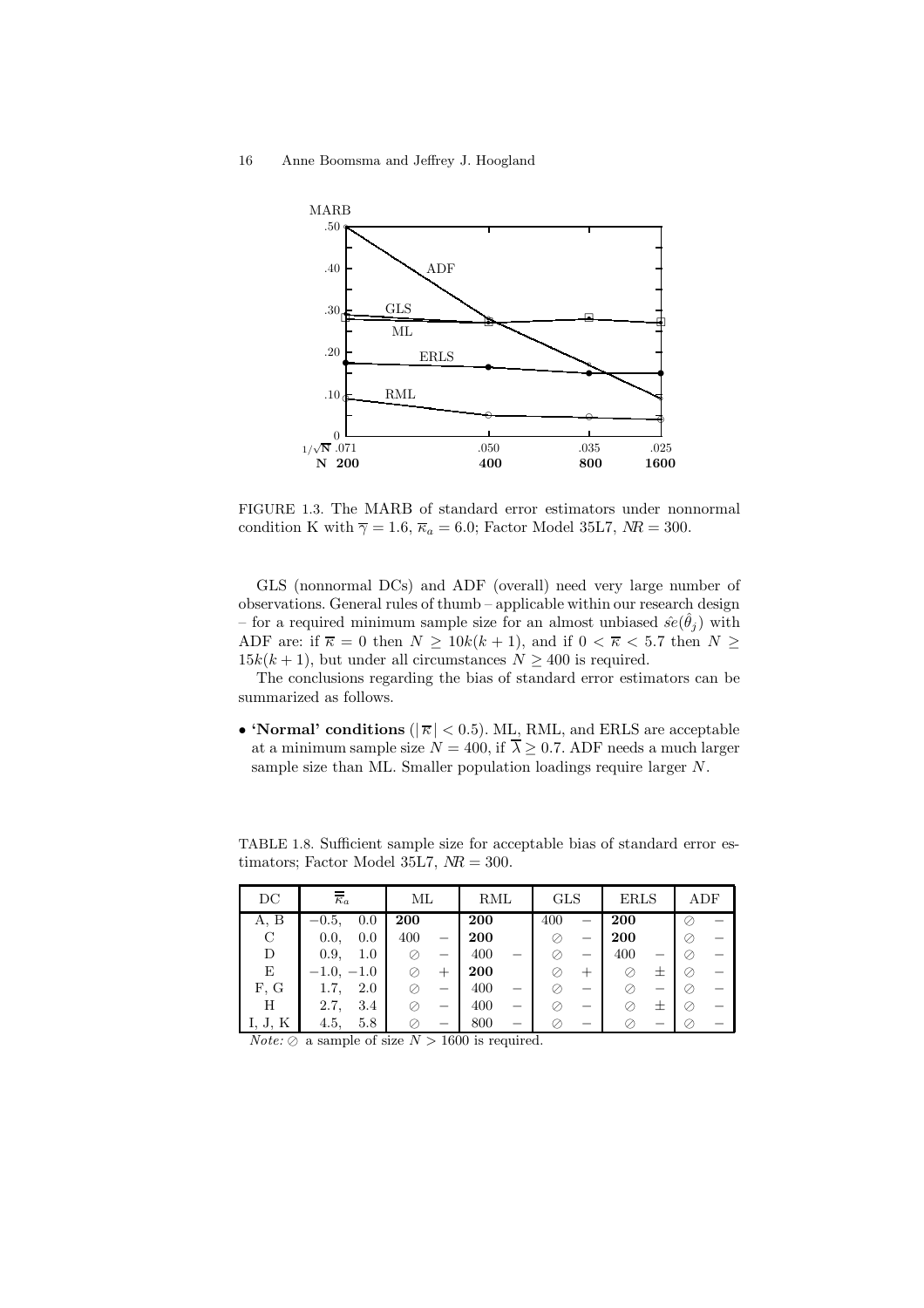FIGURE 1.3. The MARB of standard error estimators under nonnormal condition K with $\overline{\gamma} = 1.6$, $\overline{\kappa}_a = 6.0$; Factor Model 35L7, $NR = 300$.

GLS (nonnormal DCs) and ADF (overall) need very large number of observations. General rules of thumb – applicable within our research design – for a required minimum sample size for an almost unbiased $\hat{se}(\hat{\theta}_j)$ with ADF are: if $\overline{\kappa} = 0$ then $N \geq 10k(k+1)$, and if $0 < \overline{\kappa} < 5.7$ then $N \geq 15k(k+1)$, but under all circumstances $N \geq 400$ is required.

The conclusions regarding the bias of standard error estimators can be summarized as follows.

- **'Normal' conditions** ($|\overline{\kappa}| < 0.5$). ML, RML, and ERLS are acceptable at a minimum sample size $N = 400$, if $\overline{\lambda} \geq 0.7$. ADF needs a much larger sample size than ML. Smaller population loadings require larger $N$.

TABLE 1.8. Sufficient sample size for acceptable bias of standard error estimators; Factor Model 35L7, $NR = 300$.

| DC | $\overline{\overline{\kappa}}_a$ | ML | | RML | | GLS | | ERLS | | ADF | |
|---|---|---|---|---|---|---|---|---|---|---|---|
| A, B | $-0.5$, 0.0 | **200** | | **200** | | 400 | − | **200** | | ⊘ | − |
| C | 0.0, 0.0 | 400 | − | **200** | | ⊘ | − | **200** | | ⊘ | − |
| D | 0.9, 1.0 | ⊘ | − | 400 | − | ⊘ | − | 400 | − | ⊘ | − |
| E | $-1.0$, $-1.0$ | ⊘ | + | **200** | | ⊘ | + | ⊘ | ± | ⊘ | − |
| F, G | 1.7, 2.0 | ⊘ | − | 400 | − | ⊘ | − | ⊘ | − | ⊘ | − |
| H | 2.7, 3.4 | ⊘ | − | 400 | − | ⊘ | − | ⊘ | ± | ⊘ | − |
| I, J, K | 4.5, 5.8 | ⊘ | − | 800 | − | ⊘ | − | ⊘ | − | ⊘ | − |

*Note:* ⊘ a sample of size $N > 1600$ is required.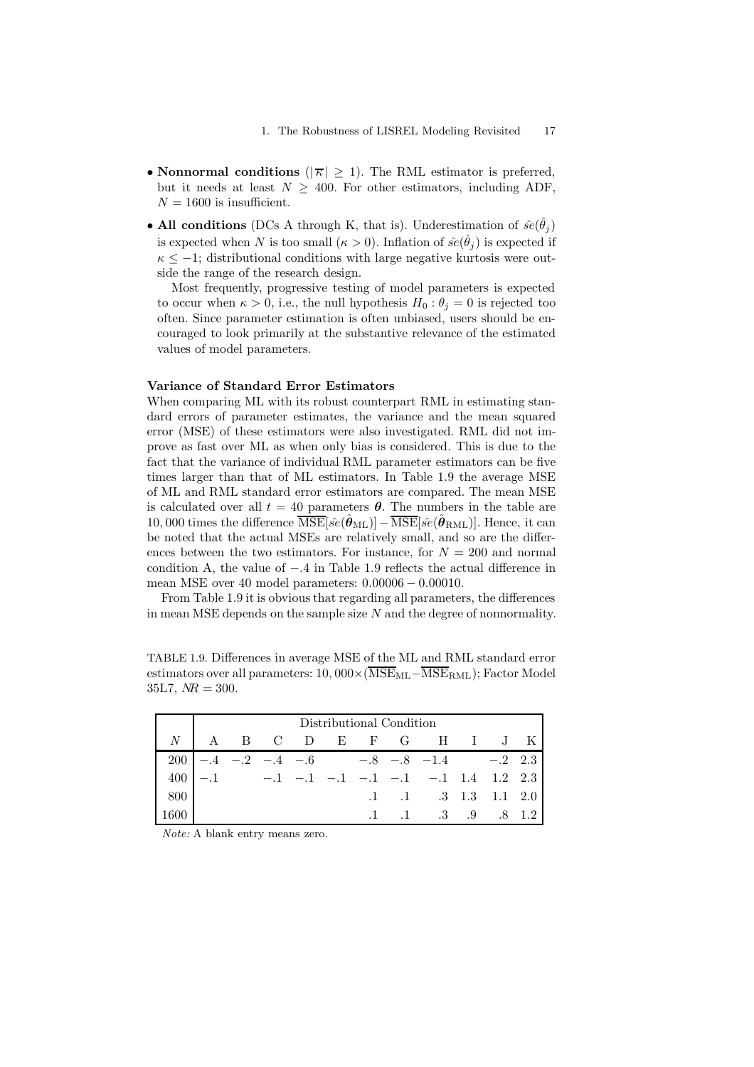- **Nonnormal conditions** ($|\overline{\kappa}| \geq 1$). The RML estimator is preferred, but it needs at least $N \geq 400$. For other estimators, including ADF, $N = 1600$ is insufficient.
- **All conditions** (DCs A through K, that is). Underestimation of $\hat{se}(\hat{\theta}_j)$ is expected when $N$ is too small ($\kappa > 0$). Inflation of $\hat{se}(\hat{\theta}_j)$ is expected if $\kappa \leq -1$; distributional conditions with large negative kurtosis were outside the range of the research design.

  Most frequently, progressive testing of model parameters is expected to occur when $\kappa > 0$, i.e., the null hypothesis $H_0 : \theta_j = 0$ is rejected too often. Since parameter estimation is often unbiased, users should be encouraged to look primarily at the substantive relevance of the estimated values of model parameters.

### Variance of Standard Error Estimators

When comparing ML with its robust counterpart RML in estimating standard errors of parameter estimates, the variance and the mean squared error (MSE) of these estimators were also investigated. RML did not improve as fast over ML as when only bias is considered. This is due to the fact that the variance of individual RML parameter estimators can be five times larger than that of ML estimators. In Table 1.9 the average MSE of ML and RML standard error estimators are compared. The mean MSE is calculated over all $t = 40$ parameters $\boldsymbol{\theta}$. The numbers in the table are 10,000 times the difference $\overline{\text{MSE}}[\hat{se}(\hat{\boldsymbol{\theta}}_{\text{ML}})] - \overline{\text{MSE}}[\hat{se}(\hat{\boldsymbol{\theta}}_{\text{RML}})]$. Hence, it can be noted that the actual MSEs are relatively small, and so are the differences between the two estimators. For instance, for $N = 200$ and normal condition A, the value of $-.4$ in Table 1.9 reflects the actual difference in mean MSE over 40 model parameters: $0.00006 - 0.00010$.

From Table 1.9 it is obvious that regarding all parameters, the differences in mean MSE depends on the sample size $N$ and the degree of nonnormality.

TABLE 1.9. Differences in average MSE of the ML and RML standard error estimators over all parameters: $10,000 \times (\overline{\text{MSE}}_{\text{ML}} - \overline{\text{MSE}}_{\text{RML}})$; Factor Model 35L7, $NR = 300$.

| | Distributional Condition | | | | | | | | | | |
|---|---|---|---|---|---|---|---|---|---|---|---|
| $N$ | A | B | C | D | E | F | G | H | I | J | K |
| 200 | −.4 | −.2 | −.4 | −.6 | | −.8 | −.8 | −1.4 | | −.2 | 2.3 |
| 400 | −.1 | | −.1 | −.1 | −.1 | −.1 | −.1 | −.1 | 1.4 | 1.2 | 2.3 |
| 800 | | | | | | .1 | .1 | .3 | 1.3 | 1.1 | 2.0 |
| 1600 | | | | | | .1 | .1 | .3 | .9 | .8 | 1.2 |

*Note:* A blank entry means zero.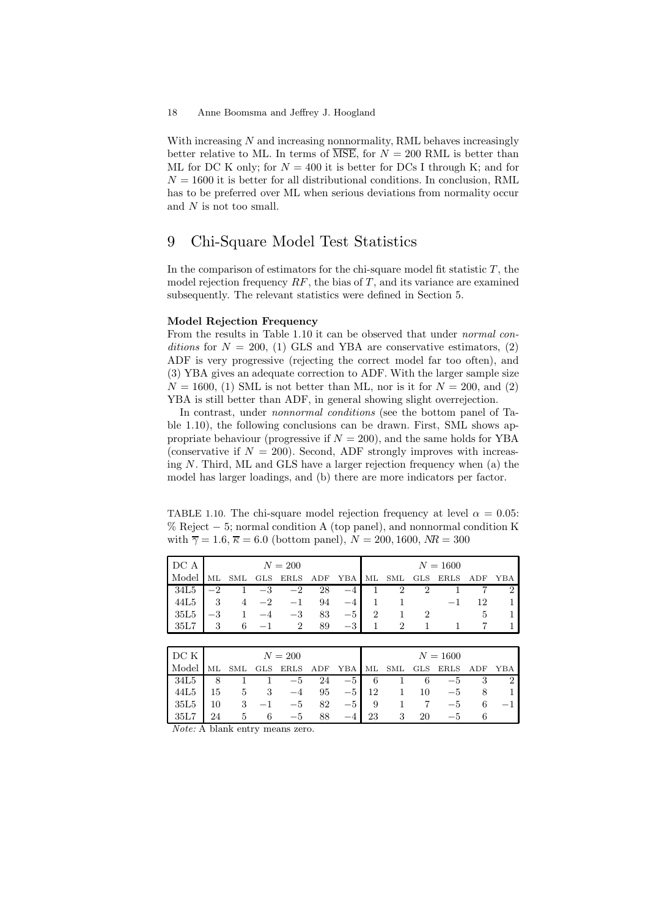With increasing $N$ and increasing nonnormality, RML behaves increasingly better relative to ML. In terms of $\overline{\text{MSE}}$, for $N = 200$ RML is better than ML for DC K only; for $N = 400$ it is better for DCs I through K; and for $N = 1600$ it is better for all distributional conditions. In conclusion, RML has to be preferred over ML when serious deviations from normality occur and $N$ is not too small.

# 9 Chi-Square Model Test Statistics

In the comparison of estimators for the chi-square model fit statistic $T$, the model rejection frequency $RF$, the bias of $T$, and its variance are examined subsequently. The relevant statistics were defined in Section 5.

**Model Rejection Frequency**

From the results in Table 1.10 it can be observed that under *normal conditions* for $N = 200$, (1) GLS and YBA are conservative estimators, (2) ADF is very progressive (rejecting the correct model far too often), and (3) YBA gives an adequate correction to ADF. With the larger sample size $N = 1600$, (1) SML is not better than ML, nor is it for $N = 200$, and (2) YBA is still better than ADF, in general showing slight overrejection.

In contrast, under *nonnormal conditions* (see the bottom panel of Table 1.10), the following conclusions can be drawn. First, SML shows appropriate behaviour (progressive if $N = 200$), and the same holds for YBA (conservative if $N = 200$). Second, ADF strongly improves with increasing $N$. Third, ML and GLS have a larger rejection frequency when (a) the model has larger loadings, and (b) there are more indicators per factor.

TABLE 1.10. The chi-square model rejection frequency at level $\alpha = 0.05$: % Reject − 5; normal condition A (top panel), and nonnormal condition K with $\overline{\gamma} = 1.6$, $\overline{\kappa} = 6.0$ (bottom panel), $N = 200, 1600$, $NR = 300$

| DC A | $N = 200$ | | | | | | $N = 1600$ | | | | | |
|---|---|---|---|---|---|---|---|---|---|---|---|---|
| Model | ML | SML | GLS | ERLS | ADF | YBA | ML | SML | GLS | ERLS | ADF | YBA |
| 34L5 | −2 | 1 | −3 | −2 | 28 | −4 | 1 | 2 | 2 | 1 | 7 | 2 |
| 44L5 | 3 | 4 | −2 | −1 | 94 | −4 | 1 | 1 | | −1 | 12 | 1 |
| 35L5 | −3 | 1 | −4 | −3 | 83 | −5 | 2 | 1 | 2 | | 5 | 1 |
| 35L7 | 3 | 6 | −1 | 2 | 89 | −3 | 1 | 2 | 1 | 1 | 7 | 1 |

| DC K | $N = 200$ | | | | | | $N = 1600$ | | | | | |
|---|---|---|---|---|---|---|---|---|---|---|---|---|
| Model | ML | SML | GLS | ERLS | ADF | YBA | ML | SML | GLS | ERLS | ADF | YBA |
| 34L5 | 8 | 1 | 1 | −5 | 24 | −5 | 6 | 1 | 6 | −5 | 3 | 2 |
| 44L5 | 15 | 5 | 3 | −4 | 95 | −5 | 12 | 1 | 10 | −5 | 8 | 1 |
| 35L5 | 10 | 3 | −1 | −5 | 82 | −5 | 9 | 1 | 7 | −5 | 6 | −1 |
| 35L7 | 24 | 5 | 6 | −5 | 88 | −4 | 23 | 3 | 20 | −5 | 6 | |

*Note:* A blank entry means zero.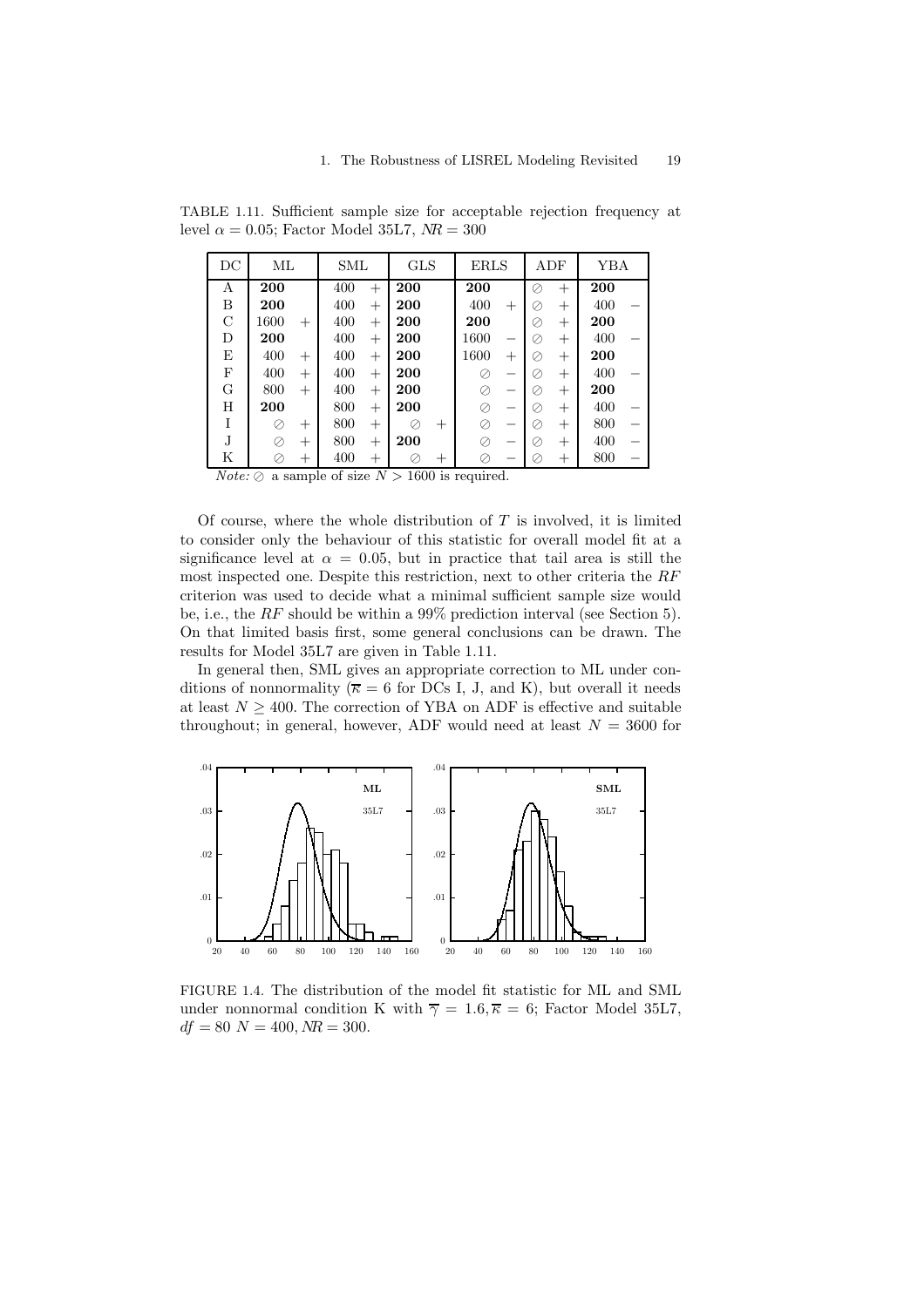TABLE 1.11. Sufficient sample size for acceptable rejection frequency at level $\alpha = 0.05$; Factor Model 35L7, $NR = 300$

| DC | ML | | SML | | GLS | | ERLS | | ADF | | YBA | |
|---|---|---|---|---|---|---|---|---|---|---|---|---|
| A | **200** | | 400 | + | **200** | | **200** | | ⊘ | + | **200** | |
| B | **200** | | 400 | + | **200** | | 400 | + | ⊘ | + | 400 | − |
| C | 1600 | + | 400 | + | **200** | | **200** | | ⊘ | + | **200** | |
| D | **200** | | 400 | + | **200** | | 1600 | − | ⊘ | + | 400 | − |
| E | 400 | + | 400 | + | **200** | | 1600 | + | ⊘ | + | **200** | |
| F | 400 | + | 400 | + | **200** | | ⊘ | − | ⊘ | + | 400 | − |
| G | 800 | + | 400 | + | **200** | | ⊘ | − | ⊘ | + | **200** | |
| H | **200** | | 800 | + | **200** | | ⊘ | − | ⊘ | + | 400 | − |
| I | ⊘ | + | 800 | + | ⊘ | + | ⊘ | − | ⊘ | + | 800 | − |
| J | ⊘ | + | 800 | + | **200** | | ⊘ | − | ⊘ | + | 400 | − |
| K | ⊘ | + | 400 | + | ⊘ | + | ⊘ | − | ⊘ | + | 800 | − |

*Note:* ⊘ a sample of size $N > 1600$ is required.

Of course, where the whole distribution of $T$ is involved, it is limited to consider only the behaviour of this statistic for overall model fit at a significance level at $\alpha = 0.05$, but in practice that tail area is still the most inspected one. Despite this restriction, next to other criteria the $RF$ criterion was used to decide what a minimal sufficient sample size would be, i.e., the $RF$ should be within a 99% prediction interval (see Section 5). On that limited basis first, some general conclusions can be drawn. The results for Model 35L7 are given in Table 1.11.

In general then, SML gives an appropriate correction to ML under conditions of nonnormality ($\overline{\kappa} = 6$ for DCs I, J, and K), but overall it needs at least $N \geq 400$. The correction of YBA on ADF is effective and suitable throughout; in general, however, ADF would need at least $N = 3600$ for

FIGURE 1.4. The distribution of the model fit statistic for ML and SML under nonnormal condition K with $\overline{\gamma} = 1.6, \overline{\kappa} = 6$; Factor Model 35L7, $df = 80$ $N = 400, NR = 300$.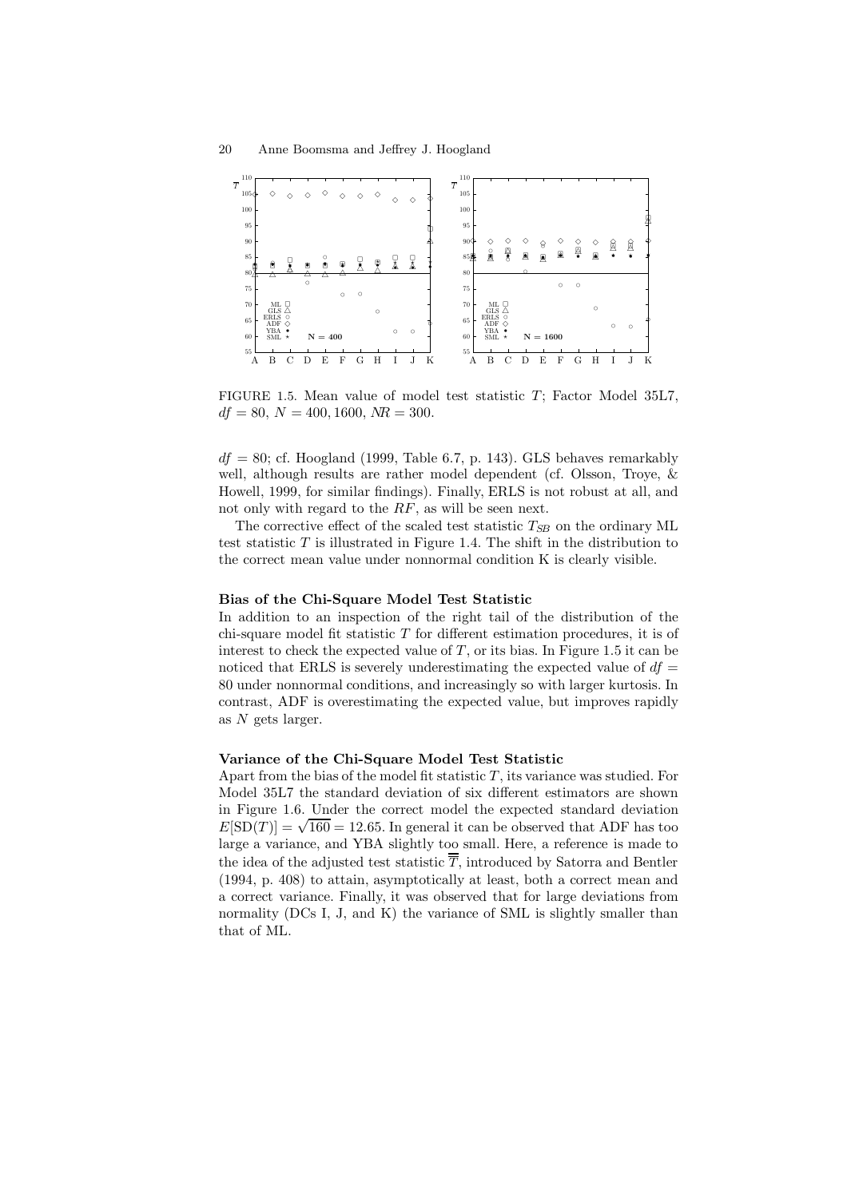FIGURE 1.5. Mean value of model test statistic $T$; Factor Model 35L7, $df = 80$, $N = 400, 1600$, $NR = 300$.

$df = 80$; cf. Hoogland (1999, Table 6.7, p. 143). GLS behaves remarkably well, although results are rather model dependent (cf. Olsson, Troye, & Howell, 1999, for similar findings). Finally, ERLS is not robust at all, and not only with regard to the $RF$, as will be seen next.

The corrective effect of the scaled test statistic $T_{SB}$ on the ordinary ML test statistic $T$ is illustrated in Figure 1.4. The shift in the distribution to the correct mean value under nonnormal condition K is clearly visible.

**Bias of the Chi-Square Model Test Statistic**

In addition to an inspection of the right tail of the distribution of the chi-square model fit statistic $T$ for different estimation procedures, it is of interest to check the expected value of $T$, or its bias. In Figure 1.5 it can be noticed that ERLS is severely underestimating the expected value of $df = 80$ under nonnormal conditions, and increasingly so with larger kurtosis. In contrast, ADF is overestimating the expected value, but improves rapidly as $N$ gets larger.

**Variance of the Chi-Square Model Test Statistic**

Apart from the bias of the model fit statistic $T$, its variance was studied. For Model 35L7 the standard deviation of six different estimators are shown in Figure 1.6. Under the correct model the expected standard deviation $E[\text{SD}(T)] = \sqrt{160} = 12.65$. In general it can be observed that ADF has too large a variance, and YBA slightly too small. Here, a reference is made to the idea of the adjusted test statistic $\overline{\overline{T}}$, introduced by Satorra and Bentler (1994, p. 408) to attain, asymptotically at least, both a correct mean and a correct variance. Finally, it was observed that for large deviations from normality (DCs I, J, and K) the variance of SML is slightly smaller than that of ML.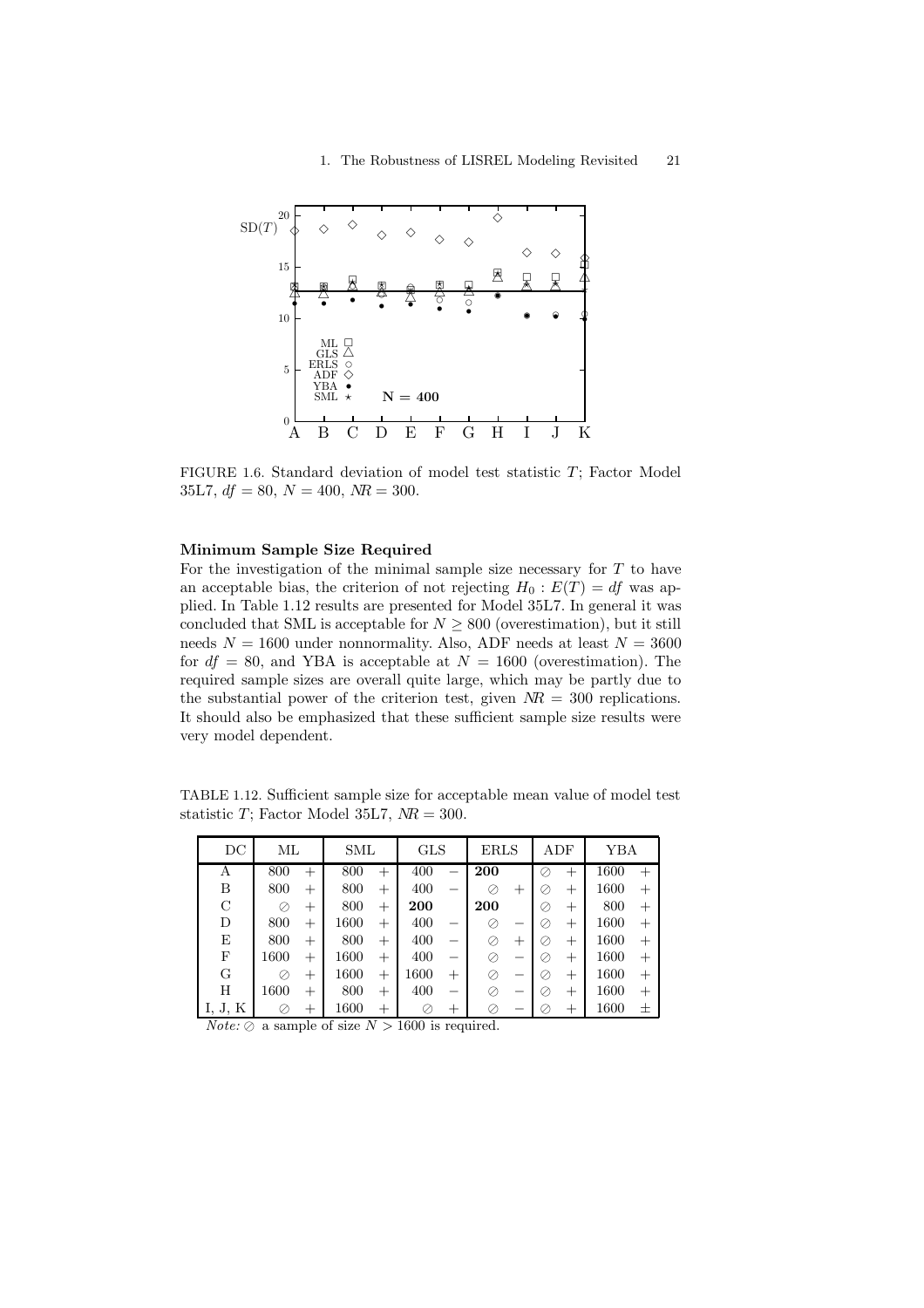FIGURE 1.6. Standard deviation of model test statistic $T$; Factor Model 35L7, $df = 80$, $N = 400$, $NR = 300$.

### Minimum Sample Size Required

For the investigation of the minimal sample size necessary for $T$ to have an acceptable bias, the criterion of not rejecting $H_0 : E(T) = df$ was applied. In Table 1.12 results are presented for Model 35L7. In general it was concluded that SML is acceptable for $N \geq 800$ (overestimation), but it still needs $N = 1600$ under nonnormality. Also, ADF needs at least $N = 3600$ for $df = 80$, and YBA is acceptable at $N = 1600$ (overestimation). The required sample sizes are overall quite large, which may be partly due to the substantial power of the criterion test, given $NR = 300$ replications. It should also be emphasized that these sufficient sample size results were very model dependent.

TABLE 1.12. Sufficient sample size for acceptable mean value of model test statistic $T$; Factor Model 35L7, $NR = 300$.

| DC | ML | | SML | | GLS | | ERLS | | ADF | | YBA | |
|---|---|---|---|---|---|---|---|---|---|---|---|---|
| A | 800 | + | 800 | + | 400 | − | **200** | | ⊘ | + | 1600 | + |
| B | 800 | + | 800 | + | 400 | − | ⊘ | + | ⊘ | + | 1600 | + |
| C | ⊘ | + | 800 | + | **200** | | **200** | | ⊘ | + | 800 | + |
| D | 800 | + | 1600 | + | 400 | − | ⊘ | − | ⊘ | + | 1600 | + |
| E | 800 | + | 800 | + | 400 | − | ⊘ | + | ⊘ | + | 1600 | + |
| F | 1600 | + | 1600 | + | 400 | − | ⊘ | − | ⊘ | + | 1600 | + |
| G | ⊘ | + | 1600 | + | 1600 | + | ⊘ | − | ⊘ | + | 1600 | + |
| H | 1600 | + | 800 | + | 400 | − | ⊘ | − | ⊘ | + | 1600 | + |
| I, J, K | ⊘ | + | 1600 | + | ⊘ | + | ⊘ | − | ⊘ | + | 1600 | ± |

*Note:* ⊘ a sample of size $N > 1600$ is required.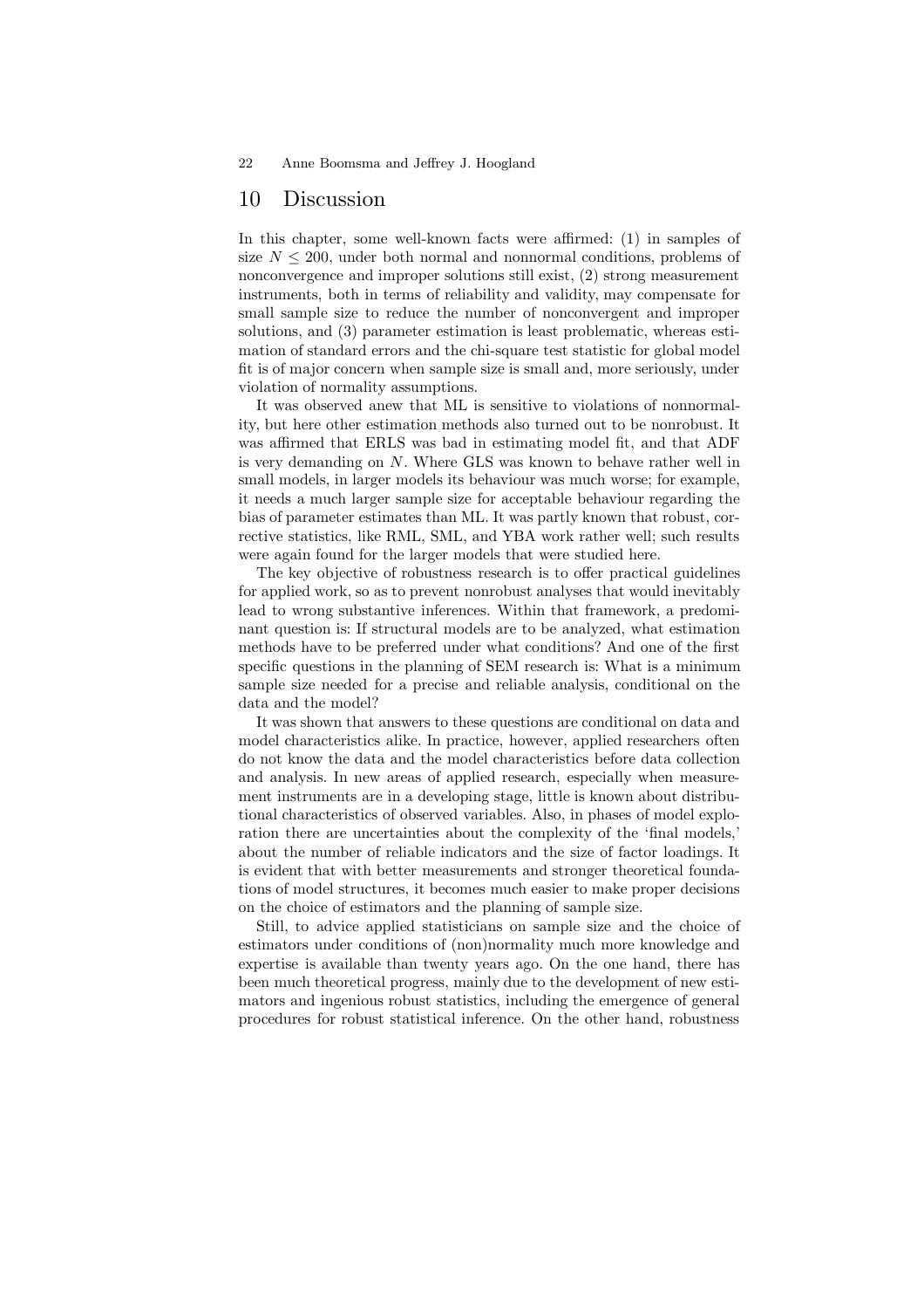## 10 Discussion

In this chapter, some well-known facts were affirmed: (1) in samples of size $N \leq 200$, under both normal and nonnormal conditions, problems of nonconvergence and improper solutions still exist, (2) strong measurement instruments, both in terms of reliability and validity, may compensate for small sample size to reduce the number of nonconvergent and improper solutions, and (3) parameter estimation is least problematic, whereas estimation of standard errors and the chi-square test statistic for global model fit is of major concern when sample size is small and, more seriously, under violation of normality assumptions.

It was observed anew that ML is sensitive to violations of nonnormality, but here other estimation methods also turned out to be nonrobust. It was affirmed that ERLS was bad in estimating model fit, and that ADF is very demanding on $N$. Where GLS was known to behave rather well in small models, in larger models its behaviour was much worse; for example, it needs a much larger sample size for acceptable behaviour regarding the bias of parameter estimates than ML. It was partly known that robust, corrective statistics, like RML, SML, and YBA work rather well; such results were again found for the larger models that were studied here.

The key objective of robustness research is to offer practical guidelines for applied work, so as to prevent nonrobust analyses that would inevitably lead to wrong substantive inferences. Within that framework, a predominant question is: If structural models are to be analyzed, what estimation methods have to be preferred under what conditions? And one of the first specific questions in the planning of SEM research is: What is a minimum sample size needed for a precise and reliable analysis, conditional on the data and the model?

It was shown that answers to these questions are conditional on data and model characteristics alike. In practice, however, applied researchers often do not know the data and the model characteristics before data collection and analysis. In new areas of applied research, especially when measurement instruments are in a developing stage, little is known about distributional characteristics of observed variables. Also, in phases of model exploration there are uncertainties about the complexity of the 'final models,' about the number of reliable indicators and the size of factor loadings. It is evident that with better measurements and stronger theoretical foundations of model structures, it becomes much easier to make proper decisions on the choice of estimators and the planning of sample size.

Still, to advice applied statisticians on sample size and the choice of estimators under conditions of (non)normality much more knowledge and expertise is available than twenty years ago. On the one hand, there has been much theoretical progress, mainly due to the development of new estimators and ingenious robust statistics, including the emergence of general procedures for robust statistical inference. On the other hand, robustness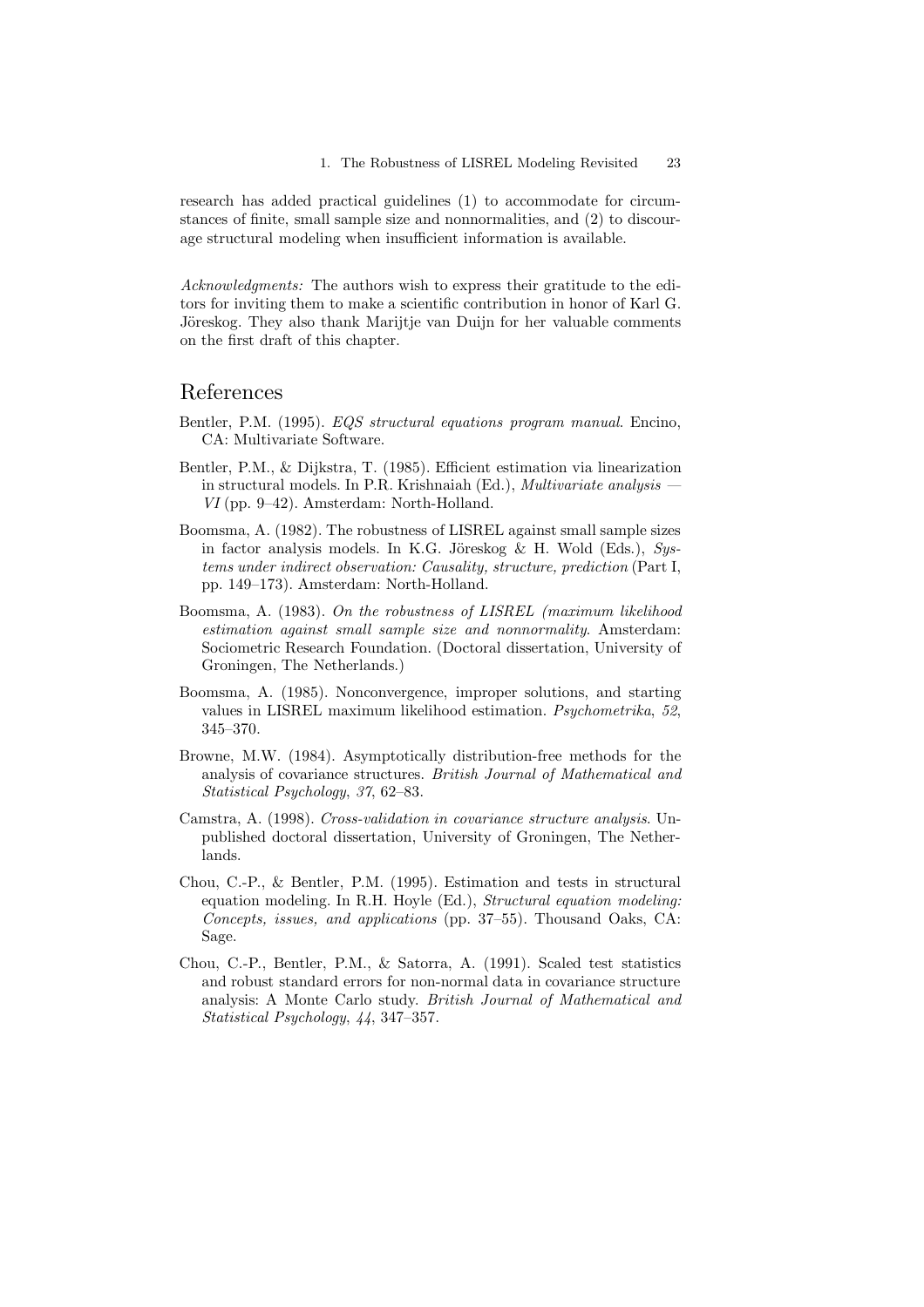research has added practical guidelines (1) to accommodate for circumstances of finite, small sample size and nonnormalities, and (2) to discourage structural modeling when insufficient information is available.

*Acknowledgments:* The authors wish to express their gratitude to the editors for inviting them to make a scientific contribution in honor of Karl G. Jöreskog. They also thank Marijtje van Duijn for her valuable comments on the first draft of this chapter.

## References

Bentler, P.M. (1995). *EQS structural equations program manual*. Encino, CA: Multivariate Software.

Bentler, P.M., & Dijkstra, T. (1985). Efficient estimation via linearization in structural models. In P.R. Krishnaiah (Ed.), *Multivariate analysis — VI* (pp. 9–42). Amsterdam: North-Holland.

Boomsma, A. (1982). The robustness of LISREL against small sample sizes in factor analysis models. In K.G. Jöreskog & H. Wold (Eds.), *Systems under indirect observation: Causality, structure, prediction* (Part I, pp. 149–173). Amsterdam: North-Holland.

Boomsma, A. (1983). *On the robustness of LISREL (maximum likelihood estimation against small sample size and nonnormality*. Amsterdam: Sociometric Research Foundation. (Doctoral dissertation, University of Groningen, The Netherlands.)

Boomsma, A. (1985). Nonconvergence, improper solutions, and starting values in LISREL maximum likelihood estimation. *Psychometrika*, *52*, 345–370.

Browne, M.W. (1984). Asymptotically distribution-free methods for the analysis of covariance structures. *British Journal of Mathematical and Statistical Psychology*, *37*, 62–83.

Camstra, A. (1998). *Cross-validation in covariance structure analysis*. Unpublished doctoral dissertation, University of Groningen, The Netherlands.

Chou, C.-P., & Bentler, P.M. (1995). Estimation and tests in structural equation modeling. In R.H. Hoyle (Ed.), *Structural equation modeling: Concepts, issues, and applications* (pp. 37–55). Thousand Oaks, CA: Sage.

Chou, C.-P., Bentler, P.M., & Satorra, A. (1991). Scaled test statistics and robust standard errors for non-normal data in covariance structure analysis: A Monte Carlo study. *British Journal of Mathematical and Statistical Psychology*, *44*, 347–357.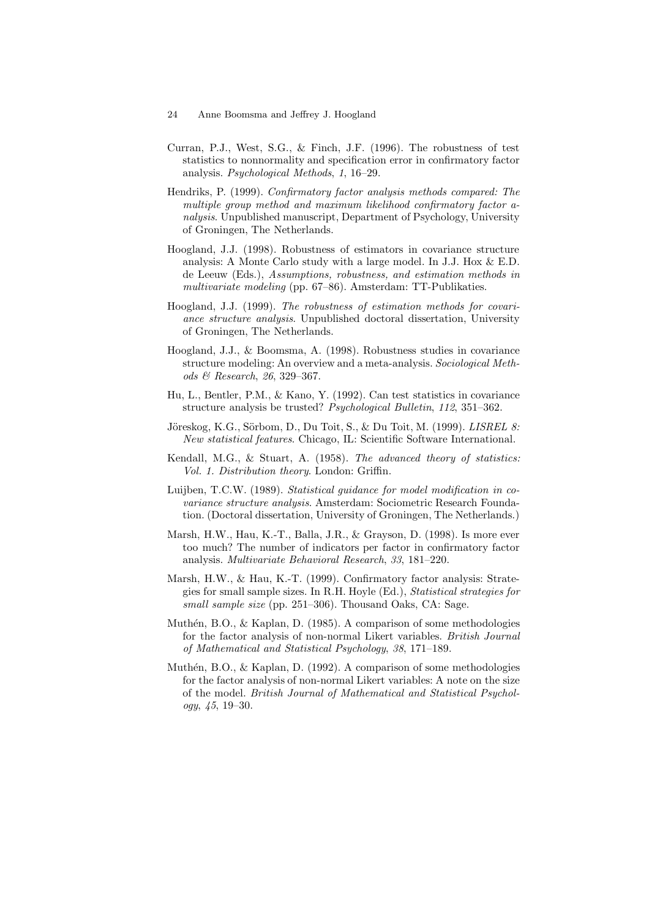Curran, P.J., West, S.G., & Finch, J.F. (1996). The robustness of test statistics to nonnormality and specification error in confirmatory factor analysis. *Psychological Methods*, *1*, 16–29.

Hendriks, P. (1999). *Confirmatory factor analysis methods compared: The multiple group method and maximum likelihood confirmatory factor analysis*. Unpublished manuscript, Department of Psychology, University of Groningen, The Netherlands.

Hoogland, J.J. (1998). Robustness of estimators in covariance structure analysis: A Monte Carlo study with a large model. In J.J. Hox & E.D. de Leeuw (Eds.), *Assumptions, robustness, and estimation methods in multivariate modeling* (pp. 67–86). Amsterdam: TT-Publikaties.

Hoogland, J.J. (1999). *The robustness of estimation methods for covariance structure analysis*. Unpublished doctoral dissertation, University of Groningen, The Netherlands.

Hoogland, J.J., & Boomsma, A. (1998). Robustness studies in covariance structure modeling: An overview and a meta-analysis. *Sociological Methods & Research*, *26*, 329–367.

Hu, L., Bentler, P.M., & Kano, Y. (1992). Can test statistics in covariance structure analysis be trusted? *Psychological Bulletin*, *112*, 351–362.

Jöreskog, K.G., Sörbom, D., Du Toit, S., & Du Toit, M. (1999). *LISREL 8: New statistical features*. Chicago, IL: Scientific Software International.

Kendall, M.G., & Stuart, A. (1958). *The advanced theory of statistics: Vol. 1. Distribution theory*. London: Griffin.

Luijben, T.C.W. (1989). *Statistical guidance for model modification in covariance structure analysis*. Amsterdam: Sociometric Research Foundation. (Doctoral dissertation, University of Groningen, The Netherlands.)

Marsh, H.W., Hau, K.-T., Balla, J.R., & Grayson, D. (1998). Is more ever too much? The number of indicators per factor in confirmatory factor analysis. *Multivariate Behavioral Research*, *33*, 181–220.

Marsh, H.W., & Hau, K.-T. (1999). Confirmatory factor analysis: Strategies for small sample sizes. In R.H. Hoyle (Ed.), *Statistical strategies for small sample size* (pp. 251–306). Thousand Oaks, CA: Sage.

Muthén, B.O., & Kaplan, D. (1985). A comparison of some methodologies for the factor analysis of non-normal Likert variables. *British Journal of Mathematical and Statistical Psychology*, *38*, 171–189.

Muthén, B.O., & Kaplan, D. (1992). A comparison of some methodologies for the factor analysis of non-normal Likert variables: A note on the size of the model. *British Journal of Mathematical and Statistical Psychology*, *45*, 19–30.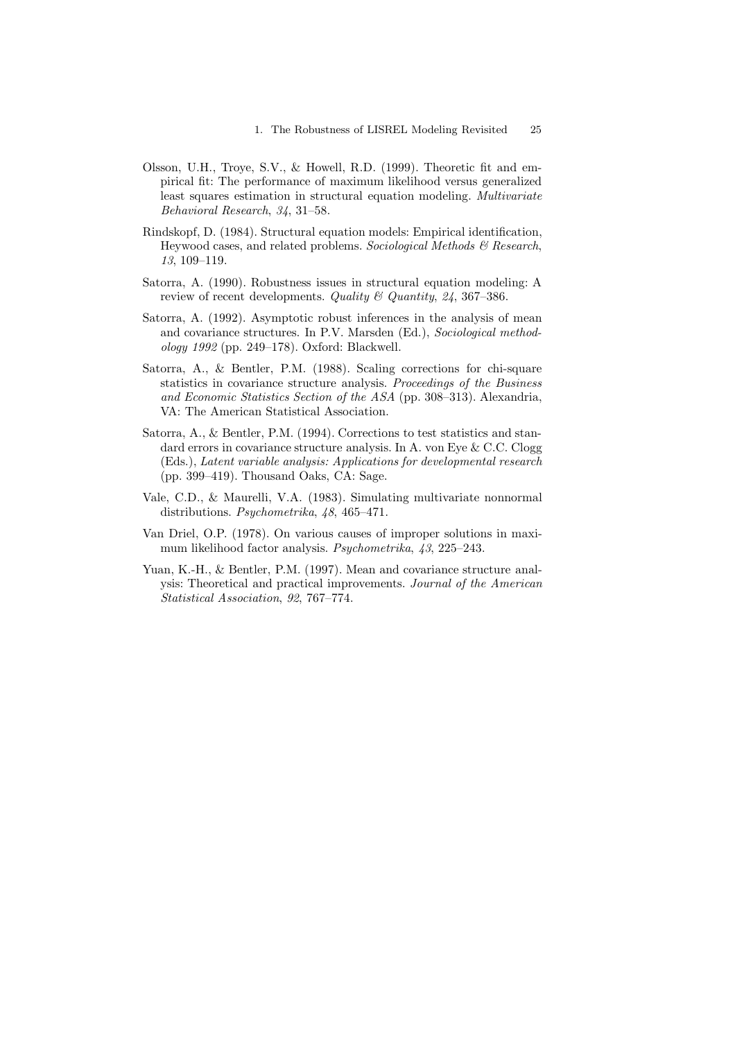Olsson, U.H., Troye, S.V., & Howell, R.D. (1999). Theoretic fit and empirical fit: The performance of maximum likelihood versus generalized least squares estimation in structural equation modeling. *Multivariate Behavioral Research*, *34*, 31–58.

Rindskopf, D. (1984). Structural equation models: Empirical identification, Heywood cases, and related problems. *Sociological Methods & Research*, *13*, 109–119.

Satorra, A. (1990). Robustness issues in structural equation modeling: A review of recent developments. *Quality & Quantity*, *24*, 367–386.

Satorra, A. (1992). Asymptotic robust inferences in the analysis of mean and covariance structures. In P.V. Marsden (Ed.), *Sociological methodology 1992* (pp. 249–178). Oxford: Blackwell.

Satorra, A., & Bentler, P.M. (1988). Scaling corrections for chi-square statistics in covariance structure analysis. *Proceedings of the Business and Economic Statistics Section of the ASA* (pp. 308–313). Alexandria, VA: The American Statistical Association.

Satorra, A., & Bentler, P.M. (1994). Corrections to test statistics and standard errors in covariance structure analysis. In A. von Eye & C.C. Clogg (Eds.), *Latent variable analysis: Applications for developmental research* (pp. 399–419). Thousand Oaks, CA: Sage.

Vale, C.D., & Maurelli, V.A. (1983). Simulating multivariate nonnormal distributions. *Psychometrika*, *48*, 465–471.

Van Driel, O.P. (1978). On various causes of improper solutions in maximum likelihood factor analysis. *Psychometrika*, *43*, 225–243.

Yuan, K.-H., & Bentler, P.M. (1997). Mean and covariance structure analysis: Theoretical and practical improvements. *Journal of the American Statistical Association*, *92*, 767–774.